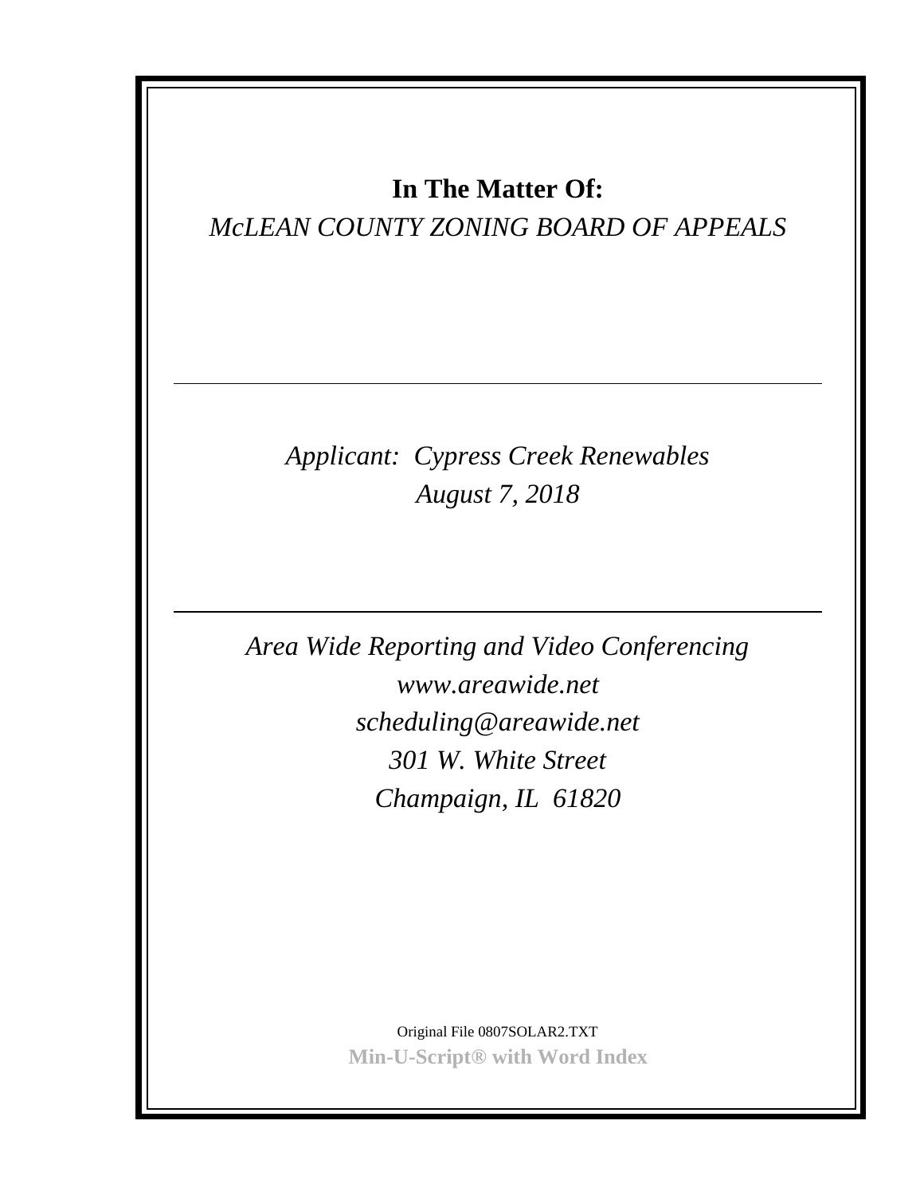**In The Matter Of:**

*McLEAN COUNTY ZONING BOARD OF APPEALS*

---

*Applicant: Cypress Creek Renewables*

*August 7, 2018*

---

*Area Wide Reporting and Video Conferencing*

*www.areawide.net*

*scheduling@areawide.net*

*301 W. White Street*

*Champaign, IL 61820*

Original File 0807SOLAR2.TXT

**Min-U-Script® with Word Index**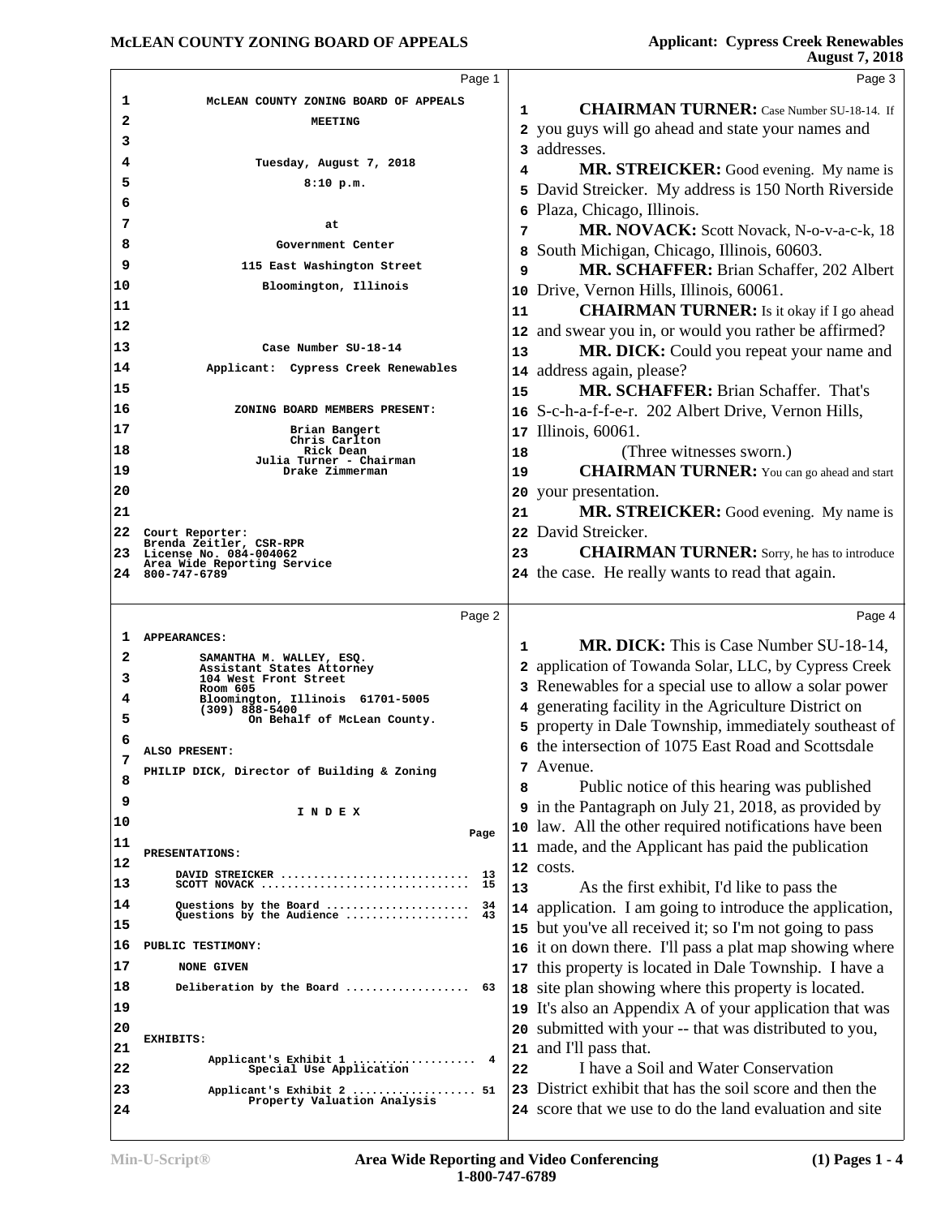**Page 1**

McLEAN COUNTY ZONING BOARD OF APPEALS

MEETING

Tuesday, August 7, 2018

8:10 p.m.

at

Government Center

115 East Washington Street

Bloomington, Illinois

Case Number SU-18-14

Applicant: Cypress Creek Renewables

ZONING BOARD MEMBERS PRESENT:

Brian Bangert
Chris Carlton
Rick Dean
Julia Turner - Chairman
Drake Zimmerman

Court Reporter:
Brenda Zeitler, CSR-RPR
License No. 084-004062
Area Wide Reporting Service
800-747-6789

**Page 2**

APPEARANCES:

SAMANTHA M. WALLEY, ESQ.
Assistant States Attorney
104 West Front Street
Room 605
Bloomington, Illinois 61701-5005
(309) 888-5400
On Behalf of McLean County.

ALSO PRESENT:

PHILIP DICK, Director of Building & Zoning

I N D E X

| | Page |
|---|---|
| PRESENTATIONS: | |
| DAVID STREICKER | 13 |
| SCOTT NOVACK | 15 |
| Questions by the Board | 34 |
| Questions by the Audience | 43 |
| PUBLIC TESTIMONY: | |
| NONE GIVEN | |
| Deliberation by the Board | 63 |
| EXHIBITS: | |
| Applicant's Exhibit 1 – Special Use Application | 4 |
| Applicant's Exhibit 2 – Property Valuation Analysis | 51 |

**Page 3**

1 **CHAIRMAN TURNER:** Case Number SU-18-14. If
2 you guys will go ahead and state your names and
3 addresses.
4 **MR. STREICKER:** Good evening. My name is
5 David Streicker. My address is 150 North Riverside
6 Plaza, Chicago, Illinois.
7 **MR. NOVACK:** Scott Novack, N-o-v-a-c-k, 18
8 South Michigan, Chicago, Illinois, 60603.
9 **MR. SCHAFFER:** Brian Schaffer, 202 Albert
10 Drive, Vernon Hills, Illinois, 60061.
11 **CHAIRMAN TURNER:** Is it okay if I go ahead
12 and swear you in, or would you rather be affirmed?
13 **MR. DICK:** Could you repeat your name and
14 address again, please?
15 **MR. SCHAFFER:** Brian Schaffer. That's
16 S-c-h-a-f-f-e-r. 202 Albert Drive, Vernon Hills,
17 Illinois, 60061.
18 (Three witnesses sworn.)
19 **CHAIRMAN TURNER:** You can go ahead and start
20 your presentation.
21 **MR. STREICKER:** Good evening. My name is
22 David Streicker.
23 **CHAIRMAN TURNER:** Sorry, he has to introduce
24 the case. He really wants to read that again.

**Page 4**

1 **MR. DICK:** This is Case Number SU-18-14,
2 application of Towanda Solar, LLC, by Cypress Creek
3 Renewables for a special use to allow a solar power
4 generating facility in the Agriculture District on
5 property in Dale Township, immediately southeast of
6 the intersection of 1075 East Road and Scottsdale
7 Avenue.
8 Public notice of this hearing was published
9 in the Pantagraph on July 21, 2018, as provided by
10 law. All the other required notifications have been
11 made, and the Applicant has paid the publication
12 costs.
13 As the first exhibit, I'd like to pass the
14 application. I am going to introduce the application,
15 but you've all received it; so I'm not going to pass
16 it on down there. I'll pass a plat map showing where
17 this property is located in Dale Township. I have a
18 site plan showing where this property is located.
19 It's also an Appendix A of your application that was
20 submitted with your -- that was distributed to you,
21 and I'll pass that.
22 I have a Soil and Water Conservation
23 District exhibit that has the soil score and then the
24 score that we use to do the land evaluation and site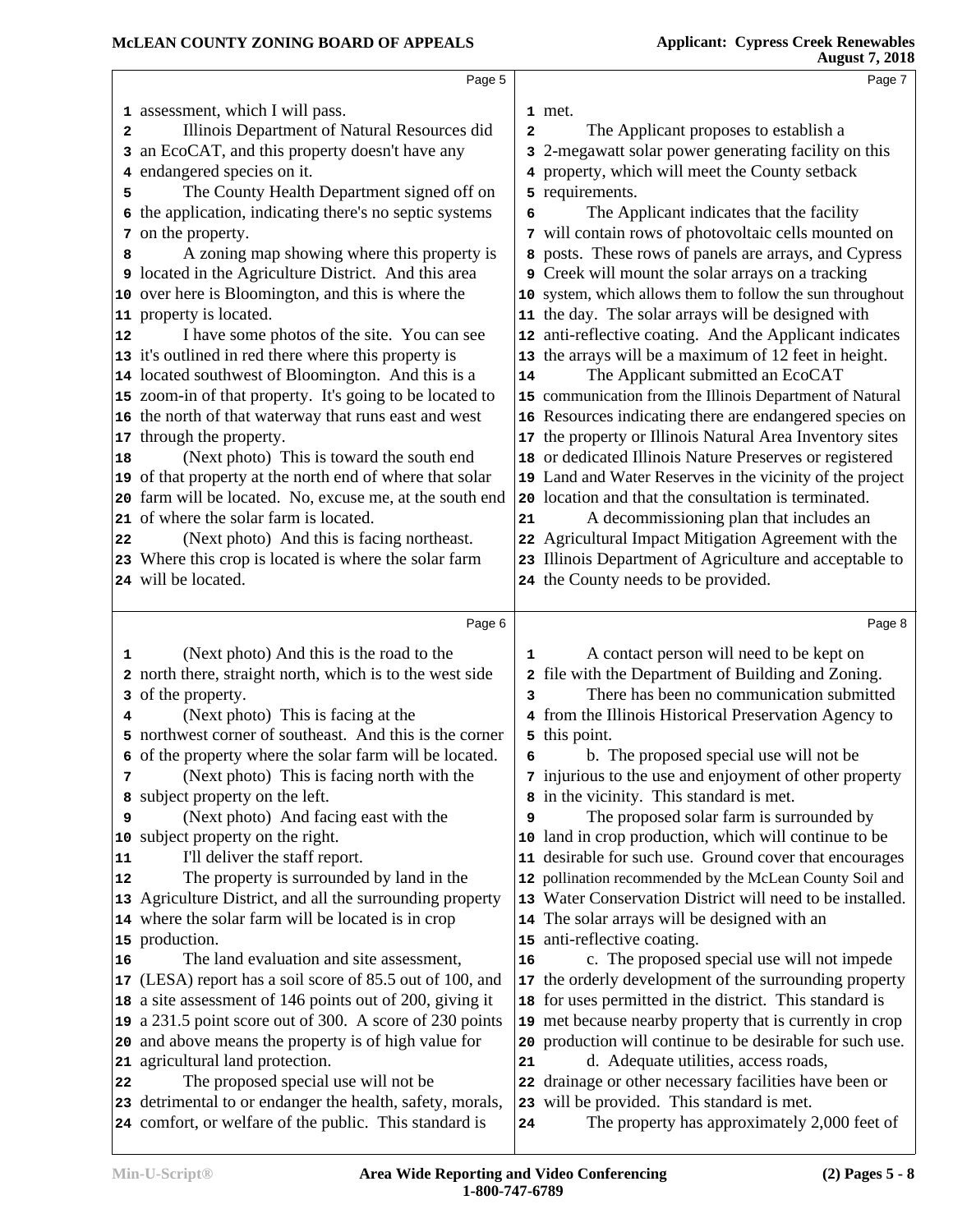assessment, which I will pass.

Illinois Department of Natural Resources did an EcoCAT, and this property doesn't have any endangered species on it.

The County Health Department signed off on the application, indicating there's no septic systems on the property.

A zoning map showing where this property is located in the Agriculture District. And this area over here is Bloomington, and this is where the property is located.

I have some photos of the site. You can see it's outlined in red there where this property is located southwest of Bloomington. And this is a zoom-in of that property. It's going to be located to the north of that waterway that runs east and west through the property.

(Next photo) This is toward the south end of that property at the north end of where that solar farm will be located. No, excuse me, at the south end of where the solar farm is located.

(Next photo) And this is facing northeast. Where this crop is located is where the solar farm will be located.

(Next photo) And this is the road to the north there, straight north, which is to the west side of the property.

(Next photo) This is facing at the northwest corner of southeast. And this is the corner of the property where the solar farm will be located.

(Next photo) This is facing north with the subject property on the left.

(Next photo) And facing east with the subject property on the right.

I'll deliver the staff report.

The property is surrounded by land in the Agriculture District, and all the surrounding property where the solar farm will be located is in crop production.

The land evaluation and site assessment, (LESA) report has a soil score of 85.5 out of 100, and a site assessment of 146 points out of 200, giving it a 231.5 point score out of 300. A score of 230 points and above means the property is of high value for agricultural land protection.

The proposed special use will not be detrimental to or endanger the health, safety, morals, comfort, or welfare of the public. This standard is met.

The Applicant proposes to establish a 2-megawatt solar power generating facility on this property, which will meet the County setback requirements.

The Applicant indicates that the facility will contain rows of photovoltaic cells mounted on posts. These rows of panels are arrays, and Cypress Creek will mount the solar arrays on a tracking system, which allows them to follow the sun throughout the day. The solar arrays will be designed with anti-reflective coating. And the Applicant indicates the arrays will be a maximum of 12 feet in height.

The Applicant submitted an EcoCAT communication from the Illinois Department of Natural Resources indicating there are endangered species on the property or Illinois Natural Area Inventory sites or dedicated Illinois Nature Preserves or registered Land and Water Reserves in the vicinity of the project location and that the consultation is terminated.

A decommissioning plan that includes an Agricultural Impact Mitigation Agreement with the Illinois Department of Agriculture and acceptable to the County needs to be provided.

A contact person will need to be kept on file with the Department of Building and Zoning.

There has been no communication submitted from the Illinois Historical Preservation Agency to this point.

b. The proposed special use will not be injurious to the use and enjoyment of other property in the vicinity. This standard is met.

The proposed solar farm is surrounded by land in crop production, which will continue to be desirable for such use. Ground cover that encourages pollination recommended by the McLean County Soil and Water Conservation District will need to be installed. The solar arrays will be designed with an anti-reflective coating.

c. The proposed special use will not impede the orderly development of the surrounding property for uses permitted in the district. This standard is met because nearby property that is currently in crop production will continue to be desirable for such use.

d. Adequate utilities, access roads, drainage or other necessary facilities have been or will be provided. This standard is met.

The property has approximately 2,000 feet of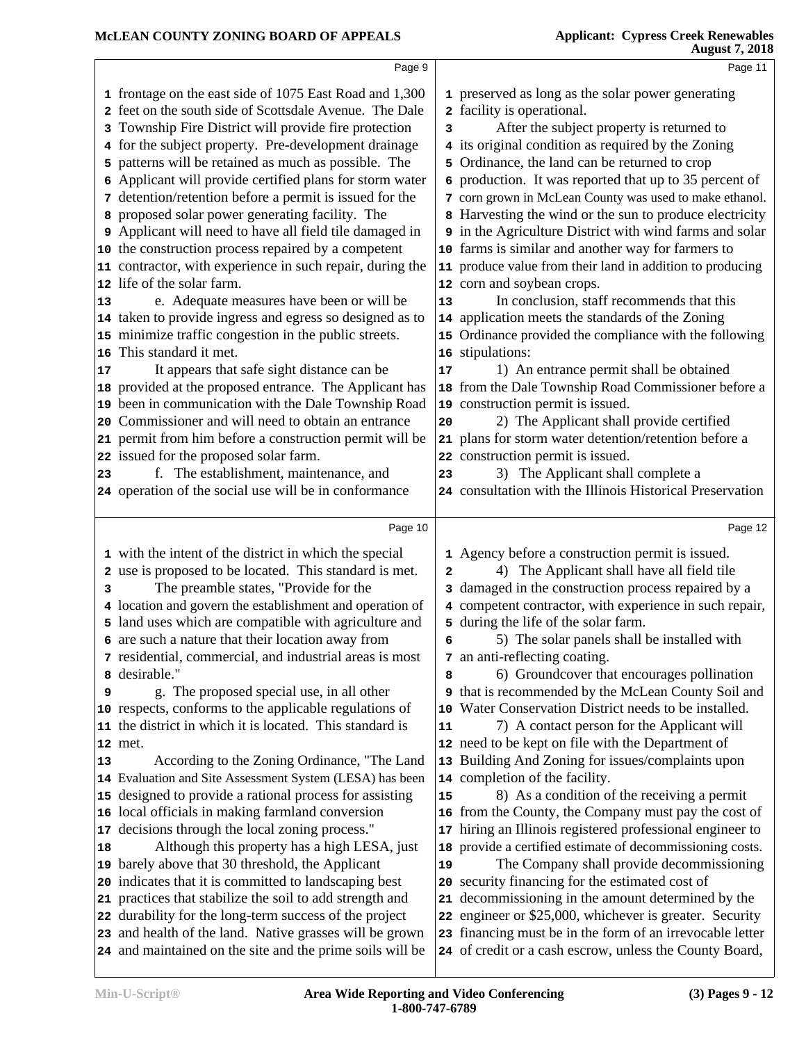frontage on the east side of 1075 East Road and 1,300 feet on the south side of Scottsdale Avenue. The Dale Township Fire District will provide fire protection for the subject property. Pre-development drainage patterns will be retained as much as possible. The Applicant will provide certified plans for storm water detention/retention before a permit is issued for the proposed solar power generating facility. The Applicant will need to have all field tile damaged in the construction process repaired by a competent contractor, with experience in such repair, during the life of the solar farm.

e. Adequate measures have been or will be taken to provide ingress and egress so designed as to minimize traffic congestion in the public streets. This standard it met.

It appears that safe sight distance can be provided at the proposed entrance. The Applicant has been in communication with the Dale Township Road Commissioner and will need to obtain an entrance permit from him before a construction permit will be issued for the proposed solar farm.

f. The establishment, maintenance, and operation of the social use will be in conformance with the intent of the district in which the special use is proposed to be located. This standard is met.

The preamble states, "Provide for the location and govern the establishment and operation of land uses which are compatible with agriculture and are such a nature that their location away from residential, commercial, and industrial areas is most desirable."

g. The proposed special use, in all other respects, conforms to the applicable regulations of the district in which it is located. This standard is met.

According to the Zoning Ordinance, "The Land Evaluation and Site Assessment System (LESA) has been designed to provide a rational process for assisting local officials in making farmland conversion decisions through the local zoning process."

Although this property has a high LESA, just barely above that 30 threshold, the Applicant indicates that it is committed to landscaping best practices that stabilize the soil to add strength and durability for the long-term success of the project and health of the land. Native grasses will be grown and maintained on the site and the prime soils will be preserved as long as the solar power generating facility is operational.

After the subject property is returned to its original condition as required by the Zoning Ordinance, the land can be returned to crop production. It was reported that up to 35 percent of corn grown in McLean County was used to make ethanol. Harvesting the wind or the sun to produce electricity in the Agriculture District with wind farms and solar farms is similar and another way for farmers to produce value from their land in addition to producing corn and soybean crops.

In conclusion, staff recommends that this application meets the standards of the Zoning Ordinance provided the compliance with the following stipulations:

1) An entrance permit shall be obtained from the Dale Township Road Commissioner before a construction permit is issued.

2) The Applicant shall provide certified plans for storm water detention/retention before a construction permit is issued.

3) The Applicant shall complete a consultation with the Illinois Historical Preservation Agency before a construction permit is issued.

4) The Applicant shall have all field tile damaged in the construction process repaired by a competent contractor, with experience in such repair, during the life of the solar farm.

5) The solar panels shall be installed with an anti-reflecting coating.

6) Groundcover that encourages pollination that is recommended by the McLean County Soil and Water Conservation District needs to be installed.

7) A contact person for the Applicant will need to be kept on file with the Department of Building And Zoning for issues/complaints upon completion of the facility.

8) As a condition of the receiving a permit from the County, the Company must pay the cost of hiring an Illinois registered professional engineer to provide a certified estimate of decommissioning costs.

The Company shall provide decommissioning security financing for the estimated cost of decommissioning in the amount determined by the engineer or $25,000, whichever is greater. Security financing must be in the form of an irrevocable letter of credit or a cash escrow, unless the County Board,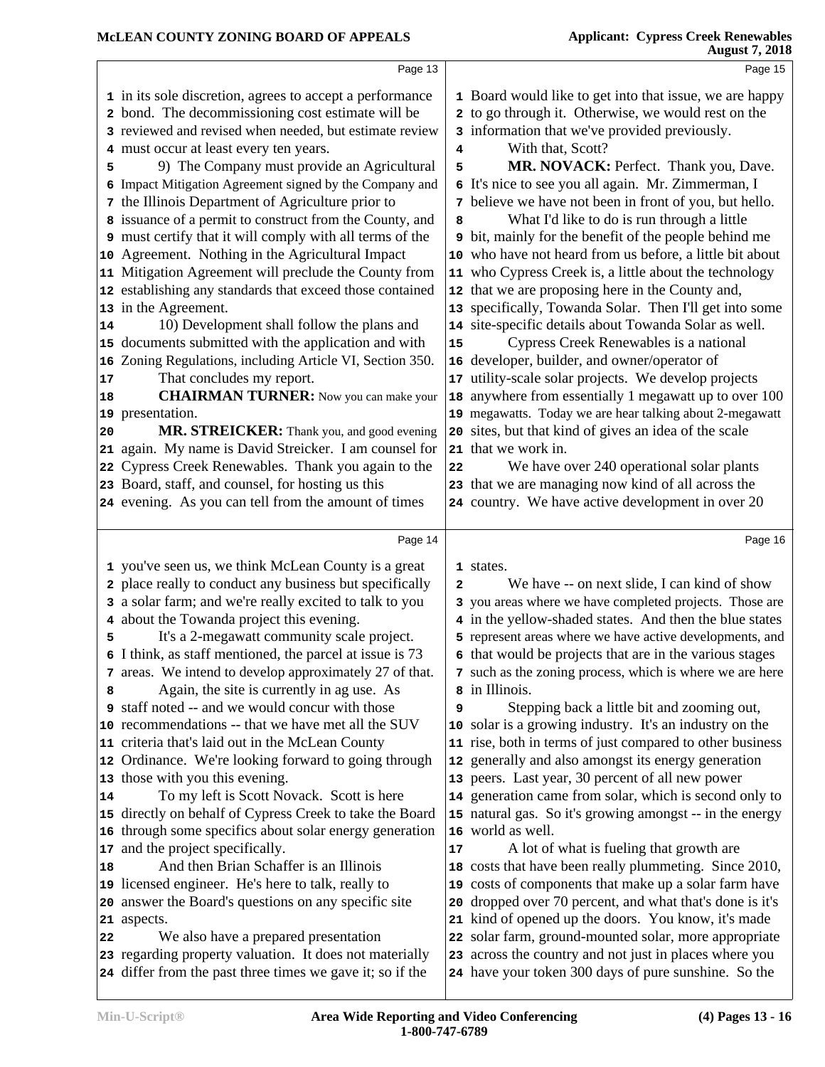in its sole discretion, agrees to accept a performance bond. The decommissioning cost estimate will be reviewed and revised when needed, but estimate review must occur at least every ten years.

9) The Company must provide an Agricultural Impact Mitigation Agreement signed by the Company and the Illinois Department of Agriculture prior to issuance of a permit to construct from the County, and must certify that it will comply with all terms of the Agreement. Nothing in the Agricultural Impact Mitigation Agreement will preclude the County from establishing any standards that exceed those contained in the Agreement.

10) Development shall follow the plans and documents submitted with the application and with Zoning Regulations, including Article VI, Section 350.

That concludes my report.

**CHAIRMAN TURNER:** Now you can make your presentation.

**MR. STREICKER:** Thank you, and good evening again. My name is David Streicker. I am counsel for Cypress Creek Renewables. Thank you again to the Board, staff, and counsel, for hosting us this evening. As you can tell from the amount of times you've seen us, we think McLean County is a great place really to conduct any business but specifically a solar farm; and we're really excited to talk to you about the Towanda project this evening.

It's a 2-megawatt community scale project. I think, as staff mentioned, the parcel at issue is 73 areas. We intend to develop approximately 27 of that.

Again, the site is currently in ag use. As staff noted -- and we would concur with those recommendations -- that we have met all the SUV criteria that's laid out in the McLean County Ordinance. We're looking forward to going through those with you this evening.

To my left is Scott Novack. Scott is here directly on behalf of Cypress Creek to take the Board through some specifics about solar energy generation and the project specifically.

And then Brian Schaffer is an Illinois licensed engineer. He's here to talk, really to answer the Board's questions on any specific site aspects.

We also have a prepared presentation regarding property valuation. It does not materially differ from the past three times we gave it; so if the Board would like to get into that issue, we are happy to go through it. Otherwise, we would rest on the information that we've provided previously.

With that, Scott?

**MR. NOVACK:** Perfect. Thank you, Dave. It's nice to see you all again. Mr. Zimmerman, I believe we have not been in front of you, but hello.

What I'd like to do is run through a little bit, mainly for the benefit of the people behind me who have not heard from us before, a little bit about who Cypress Creek is, a little about the technology that we are proposing here in the County and, specifically, Towanda Solar. Then I'll get into some site-specific details about Towanda Solar as well.

Cypress Creek Renewables is a national developer, builder, and owner/operator of utility-scale solar projects. We develop projects anywhere from essentially 1 megawatt up to over 100 megawatts. Today we are hear talking about 2-megawatt sites, but that kind of gives an idea of the scale that we work in.

We have over 240 operational solar plants that we are managing now kind of all across the country. We have active development in over 20 states.

We have -- on next slide, I can kind of show you areas where we have completed projects. Those are in the yellow-shaded states. And then the blue states represent areas where we have active developments, and that would be projects that are in the various stages such as the zoning process, which is where we are here in Illinois.

Stepping back a little bit and zooming out, solar is a growing industry. It's an industry on the rise, both in terms of just compared to other business generally and also amongst its energy generation peers. Last year, 30 percent of all new power generation came from solar, which is second only to natural gas. So it's growing amongst -- in the energy world as well.

A lot of what is fueling that growth are costs that have been really plummeting. Since 2010, costs of components that make up a solar farm have dropped over 70 percent, and what that's done is it's kind of opened up the doors. You know, it's made solar farm, ground-mounted solar, more appropriate across the country and not just in places where you have your token 300 days of pure sunshine. So the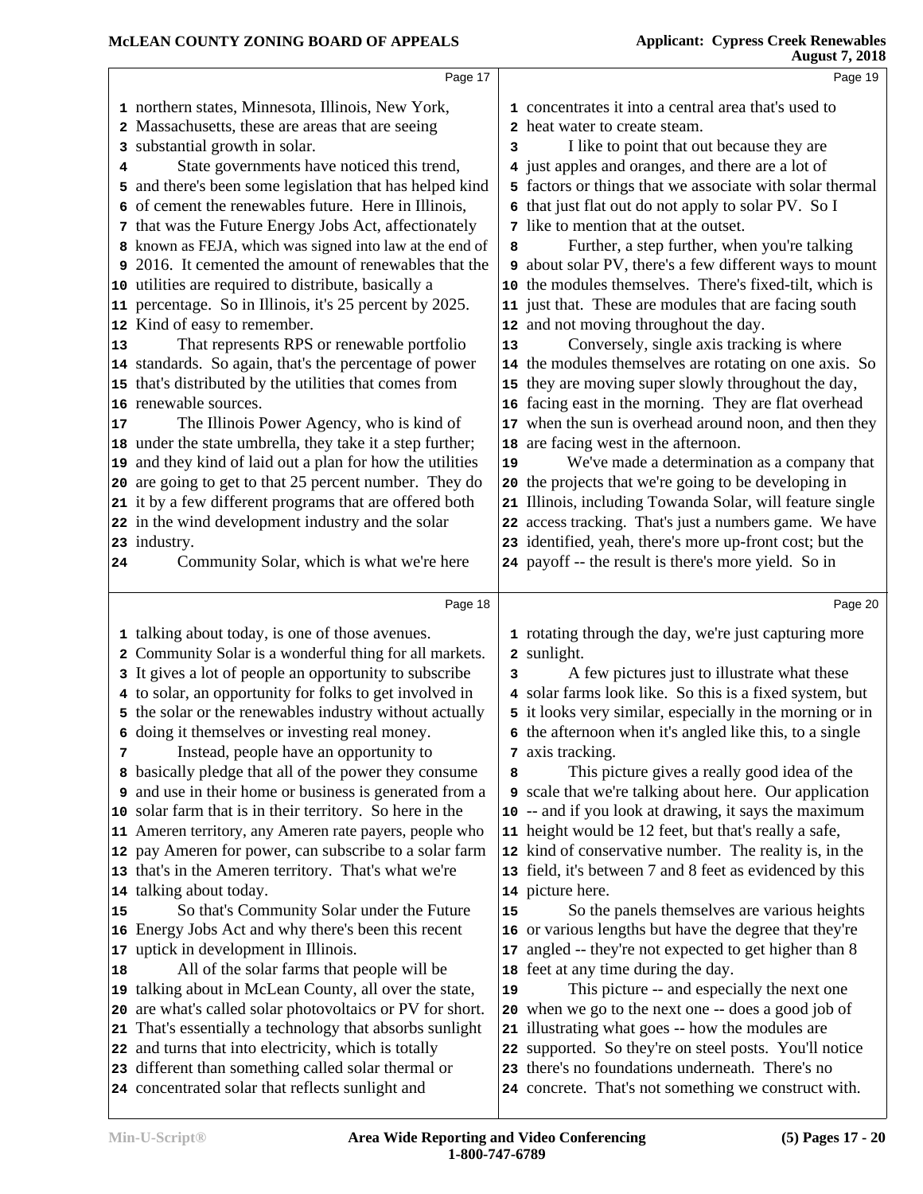Page 17

northern states, Minnesota, Illinois, New York, Massachusetts, these are areas that are seeing substantial growth in solar.

State governments have noticed this trend, and there's been some legislation that has helped kind of cement the renewables future. Here in Illinois, that was the Future Energy Jobs Act, affectionately known as FEJA, which was signed into law at the end of 2016. It cemented the amount of renewables that the utilities are required to distribute, basically a percentage. So in Illinois, it's 25 percent by 2025. Kind of easy to remember.

That represents RPS or renewable portfolio standards. So again, that's the percentage of power that's distributed by the utilities that comes from renewable sources.

The Illinois Power Agency, who is kind of under the state umbrella, they take it a step further; and they kind of laid out a plan for how the utilities are going to get to that 25 percent number. They do it by a few different programs that are offered both in the wind development industry and the solar industry.

Community Solar, which is what we're here

Page 18

talking about today, is one of those avenues. Community Solar is a wonderful thing for all markets. It gives a lot of people an opportunity to subscribe to solar, an opportunity for folks to get involved in the solar or the renewables industry without actually doing it themselves or investing real money.

Instead, people have an opportunity to basically pledge that all of the power they consume and use in their home or business is generated from a solar farm that is in their territory. So here in the Ameren territory, any Ameren rate payers, people who pay Ameren for power, can subscribe to a solar farm that's in the Ameren territory. That's what we're talking about today.

So that's Community Solar under the Future Energy Jobs Act and why there's been this recent uptick in development in Illinois.

All of the solar farms that people will be talking about in McLean County, all over the state, are what's called solar photovoltaics or PV for short. That's essentially a technology that absorbs sunlight and turns that into electricity, which is totally different than something called solar thermal or concentrated solar that reflects sunlight and

Page 19

concentrates it into a central area that's used to heat water to create steam.

I like to point that out because they are just apples and oranges, and there are a lot of factors or things that we associate with solar thermal that just flat out do not apply to solar PV. So I like to mention that at the outset.

Further, a step further, when you're talking about solar PV, there's a few different ways to mount the modules themselves. There's fixed-tilt, which is just that. These are modules that are facing south and not moving throughout the day.

Conversely, single axis tracking is where the modules themselves are rotating on one axis. So they are moving super slowly throughout the day, facing east in the morning. They are flat overhead when the sun is overhead around noon, and then they are facing west in the afternoon.

We've made a determination as a company that the projects that we're going to be developing in Illinois, including Towanda Solar, will feature single access tracking. That's just a numbers game. We have identified, yeah, there's more up-front cost; but the payoff -- the result is there's more yield. So in

Page 20

rotating through the day, we're just capturing more sunlight.

A few pictures just to illustrate what these solar farms look like. So this is a fixed system, but it looks very similar, especially in the morning or in the afternoon when it's angled like this, to a single axis tracking.

This picture gives a really good idea of the scale that we're talking about here. Our application -- and if you look at drawing, it says the maximum height would be 12 feet, but that's really a safe, kind of conservative number. The reality is, in the field, it's between 7 and 8 feet as evidenced by this picture here.

So the panels themselves are various heights or various lengths but have the degree that they're angled -- they're not expected to get higher than 8 feet at any time during the day.

This picture -- and especially the next one when we go to the next one -- does a good job of illustrating what goes -- how the modules are supported. So they're on steel posts. You'll notice there's no foundations underneath. There's no concrete. That's not something we construct with.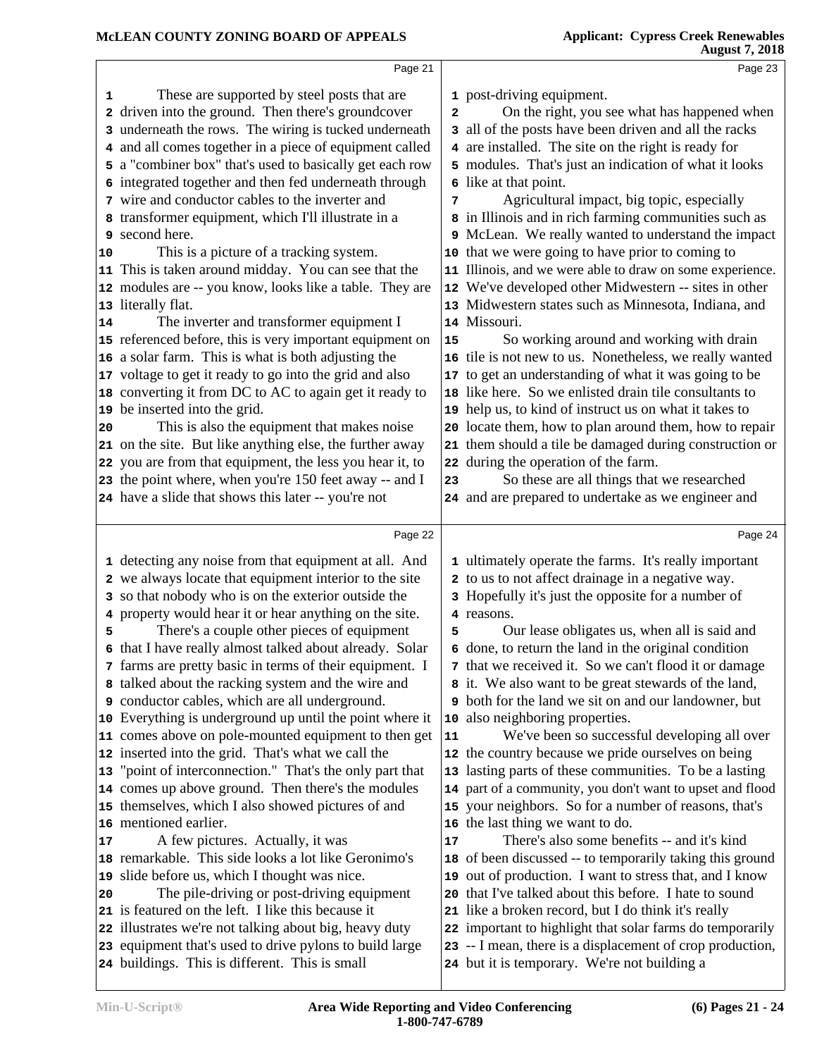Page 21

1 These are supported by steel posts that are
2 driven into the ground. Then there's groundcover
3 underneath the rows. The wiring is tucked underneath
4 and all comes together in a piece of equipment called
5 a "combiner box" that's used to basically get each row
6 integrated together and then fed underneath through
7 wire and conductor cables to the inverter and
8 transformer equipment, which I'll illustrate in a
9 second here.
10 This is a picture of a tracking system.
11 This is taken around midday. You can see that the
12 modules are -- you know, looks like a table. They are
13 literally flat.
14 The inverter and transformer equipment I
15 referenced before, this is very important equipment on
16 a solar farm. This is what is both adjusting the
17 voltage to get it ready to go into the grid and also
18 converting it from DC to AC to again get it ready to
19 be inserted into the grid.
20 This is also the equipment that makes noise
21 on the site. But like anything else, the further away
22 you are from that equipment, the less you hear it, to
23 the point where, when you're 150 feet away -- and I
24 have a slide that shows this later -- you're not

Page 22

1 detecting any noise from that equipment at all. And
2 we always locate that equipment interior to the site
3 so that nobody who is on the exterior outside the
4 property would hear it or hear anything on the site.
5 There's a couple other pieces of equipment
6 that I have really almost talked about already. Solar
7 farms are pretty basic in terms of their equipment. I
8 talked about the racking system and the wire and
9 conductor cables, which are all underground.
10 Everything is underground up until the point where it
11 comes above on pole-mounted equipment to then get
12 inserted into the grid. That's what we call the
13 "point of interconnection." That's the only part that
14 comes up above ground. Then there's the modules
15 themselves, which I also showed pictures of and
16 mentioned earlier.
17 A few pictures. Actually, it was
18 remarkable. This side looks a lot like Geronimo's
19 slide before us, which I thought was nice.
20 The pile-driving or post-driving equipment
21 is featured on the left. I like this because it
22 illustrates we're not talking about big, heavy duty
23 equipment that's used to drive pylons to build large
24 buildings. This is different. This is small

Page 23

1 post-driving equipment.
2 On the right, you see what has happened when
3 all of the posts have been driven and all the racks
4 are installed. The site on the right is ready for
5 modules. That's just an indication of what it looks
6 like at that point.
7 Agricultural impact, big topic, especially
8 in Illinois and in rich farming communities such as
9 McLean. We really wanted to understand the impact
10 that we were going to have prior to coming to
11 Illinois, and we were able to draw on some experience.
12 We've developed other Midwestern -- sites in other
13 Midwestern states such as Minnesota, Indiana, and
14 Missouri.
15 So working around and working with drain
16 tile is not new to us. Nonetheless, we really wanted
17 to get an understanding of what it was going to be
18 like here. So we enlisted drain tile consultants to
19 help us, to kind of instruct us on what it takes to
20 locate them, how to plan around them, how to repair
21 them should a tile be damaged during construction or
22 during the operation of the farm.
23 So these are all things that we researched
24 and are prepared to undertake as we engineer and

Page 24

1 ultimately operate the farms. It's really important
2 to us to not affect drainage in a negative way.
3 Hopefully it's just the opposite for a number of
4 reasons.
5 Our lease obligates us, when all is said and
6 done, to return the land in the original condition
7 that we received it. So we can't flood it or damage
8 it. We also want to be great stewards of the land,
9 both for the land we sit on and our landowner, but
10 also neighboring properties.
11 We've been so successful developing all over
12 the country because we pride ourselves on being
13 lasting parts of these communities. To be a lasting
14 part of a community, you don't want to upset and flood
15 your neighbors. So for a number of reasons, that's
16 the last thing we want to do.
17 There's also some benefits -- and it's kind
18 of been discussed -- to temporarily taking this ground
19 out of production. I want to stress that, and I know
20 that I've talked about this before. I hate to sound
21 like a broken record, but I do think it's really
22 important to highlight that solar farms do temporarily
23 -- I mean, there is a displacement of crop production,
24 but it is temporary. We're not building a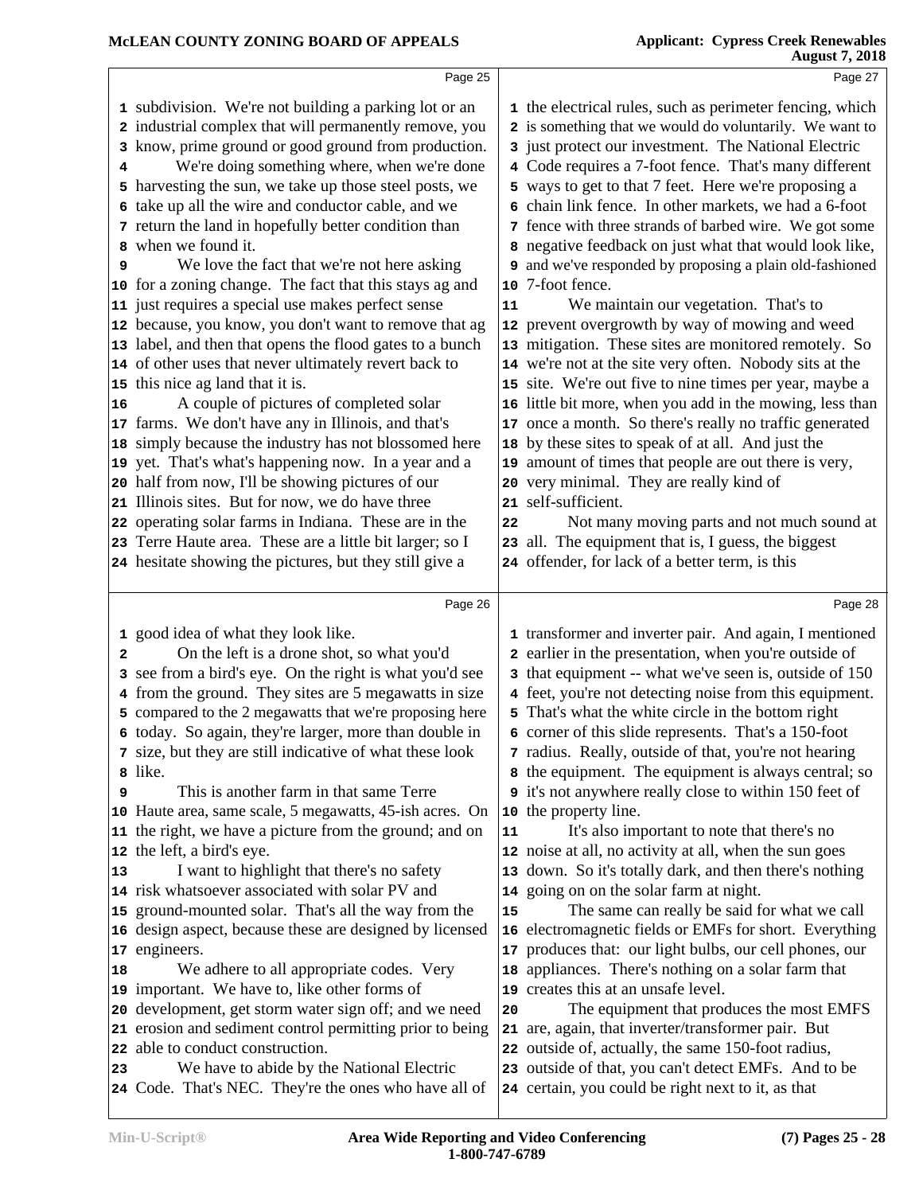**Page 25**

1 subdivision. We're not building a parking lot or an
2 industrial complex that will permanently remove, you
3 know, prime ground or good ground from production.
4 We're doing something where, when we're done
5 harvesting the sun, we take up those steel posts, we
6 take up all the wire and conductor cable, and we
7 return the land in hopefully better condition than
8 when we found it.
9 We love the fact that we're not here asking
10 for a zoning change. The fact that this stays ag and
11 just requires a special use makes perfect sense
12 because, you know, you don't want to remove that ag
13 label, and then that opens the flood gates to a bunch
14 of other uses that never ultimately revert back to
15 this nice ag land that it is.
16 A couple of pictures of completed solar
17 farms. We don't have any in Illinois, and that's
18 simply because the industry has not blossomed here
19 yet. That's what's happening now. In a year and a
20 half from now, I'll be showing pictures of our
21 Illinois sites. But for now, we do have three
22 operating solar farms in Indiana. These are in the
23 Terre Haute area. These are a little bit larger; so I
24 hesitate showing the pictures, but they still give a

**Page 26**

1 good idea of what they look like.
2 On the left is a drone shot, so what you'd
3 see from a bird's eye. On the right is what you'd see
4 from the ground. They sites are 5 megawatts in size
5 compared to the 2 megawatts that we're proposing here
6 today. So again, they're larger, more than double in
7 size, but they are still indicative of what these look
8 like.
9 This is another farm in that same Terre
10 Haute area, same scale, 5 megawatts, 45-ish acres. On
11 the right, we have a picture from the ground; and on
12 the left, a bird's eye.
13 I want to highlight that there's no safety
14 risk whatsoever associated with solar PV and
15 ground-mounted solar. That's all the way from the
16 design aspect, because these are designed by licensed
17 engineers.
18 We adhere to all appropriate codes. Very
19 important. We have to, like other forms of
20 development, get storm water sign off; and we need
21 erosion and sediment control permitting prior to being
22 able to conduct construction.
23 We have to abide by the National Electric
24 Code. That's NEC. They're the ones who have all of

**Page 27**

1 the electrical rules, such as perimeter fencing, which
2 is something that we would do voluntarily. We want to
3 just protect our investment. The National Electric
4 Code requires a 7-foot fence. That's many different
5 ways to get to that 7 feet. Here we're proposing a
6 chain link fence. In other markets, we had a 6-foot
7 fence with three strands of barbed wire. We got some
8 negative feedback on just what that would look like,
9 and we've responded by proposing a plain old-fashioned
10 7-foot fence.
11 We maintain our vegetation. That's to
12 prevent overgrowth by way of mowing and weed
13 mitigation. These sites are monitored remotely. So
14 we're not at the site very often. Nobody sits at the
15 site. We're out five to nine times per year, maybe a
16 little bit more, when you add in the mowing, less than
17 once a month. So there's really no traffic generated
18 by these sites to speak of at all. And just the
19 amount of times that people are out there is very,
20 very minimal. They are really kind of
21 self-sufficient.
22 Not many moving parts and not much sound at
23 all. The equipment that is, I guess, the biggest
24 offender, for lack of a better term, is this

**Page 28**

1 transformer and inverter pair. And again, I mentioned
2 earlier in the presentation, when you're outside of
3 that equipment -- what we've seen is, outside of 150
4 feet, you're not detecting noise from this equipment.
5 That's what the white circle in the bottom right
6 corner of this slide represents. That's a 150-foot
7 radius. Really, outside of that, you're not hearing
8 the equipment. The equipment is always central; so
9 it's not anywhere really close to within 150 feet of
10 the property line.
11 It's also important to note that there's no
12 noise at all, no activity at all, when the sun goes
13 down. So it's totally dark, and then there's nothing
14 going on on the solar farm at night.
15 The same can really be said for what we call
16 electromagnetic fields or EMFs for short. Everything
17 produces that: our light bulbs, our cell phones, our
18 appliances. There's nothing on a solar farm that
19 creates this at an unsafe level.
20 The equipment that produces the most EMFS
21 are, again, that inverter/transformer pair. But
22 outside of, actually, the same 150-foot radius,
23 outside of that, you can't detect EMFs. And to be
24 certain, you could be right next to it, as that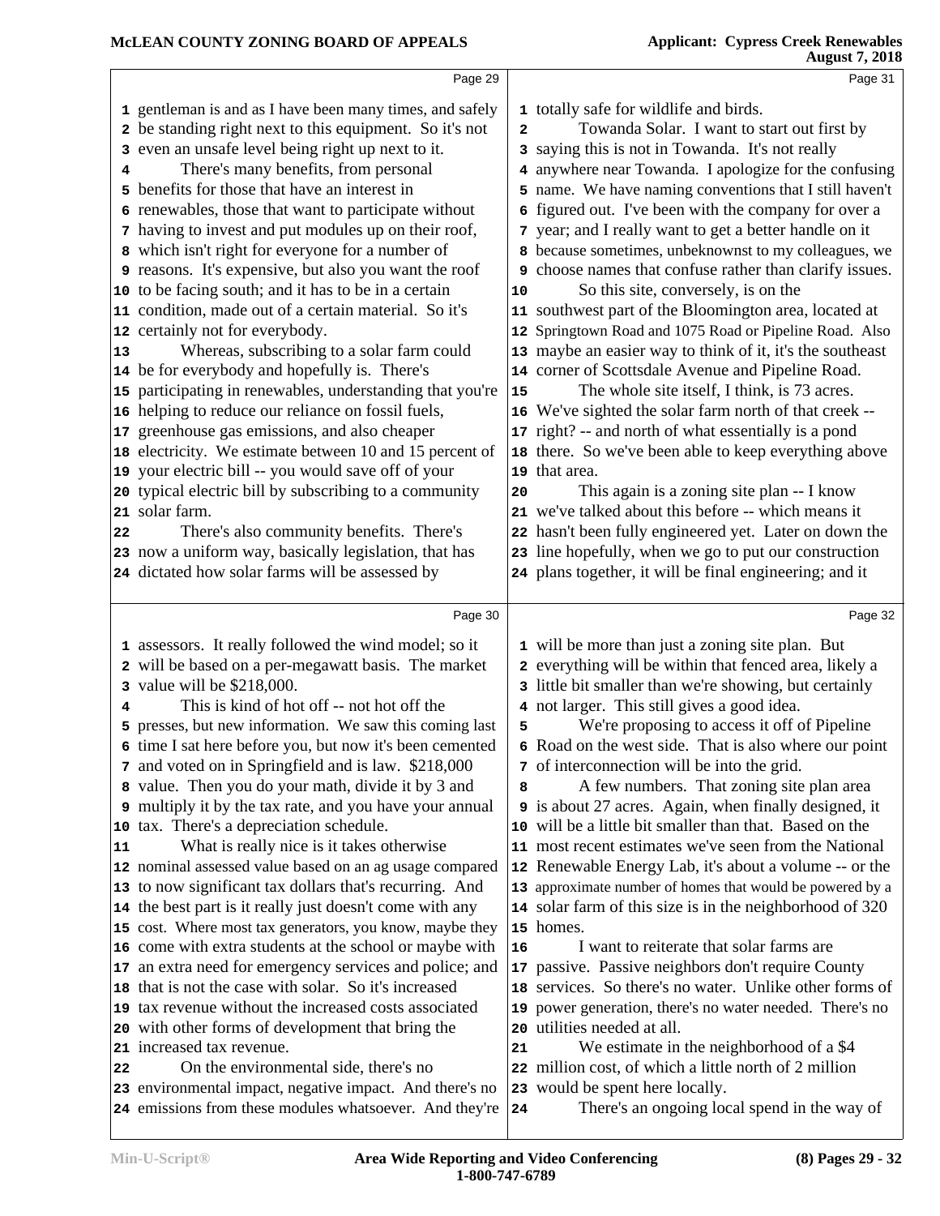gentleman is and as I have been many times, and safely be standing right next to this equipment. So it's not even an unsafe level being right up next to it.

There's many benefits, from personal benefits for those that have an interest in renewables, those that want to participate without having to invest and put modules up on their roof, which isn't right for everyone for a number of reasons. It's expensive, but also you want the roof to be facing south; and it has to be in a certain condition, made out of a certain material. So it's certainly not for everybody.

Whereas, subscribing to a solar farm could be for everybody and hopefully is. There's participating in renewables, understanding that you're helping to reduce our reliance on fossil fuels, greenhouse gas emissions, and also cheaper electricity. We estimate between 10 and 15 percent of your electric bill -- you would save off of your typical electric bill by subscribing to a community solar farm.

There's also community benefits. There's now a uniform way, basically legislation, that has dictated how solar farms will be assessed by assessors. It really followed the wind model; so it will be based on a per-megawatt basis. The market value will be $218,000.

This is kind of hot off -- not hot off the presses, but new information. We saw this coming last time I sat here before you, but now it's been cemented and voted on in Springfield and is law. $218,000 value. Then you do your math, divide it by 3 and multiply it by the tax rate, and you have your annual tax. There's a depreciation schedule.

What is really nice is it takes otherwise nominal assessed value based on an ag usage compared to now significant tax dollars that's recurring. And the best part is it really just doesn't come with any cost. Where most tax generators, you know, maybe they come with extra students at the school or maybe with an extra need for emergency services and police; and that is not the case with solar. So it's increased tax revenue without the increased costs associated with other forms of development that bring the increased tax revenue.

On the environmental side, there's no environmental impact, negative impact. And there's no emissions from these modules whatsoever. And they're totally safe for wildlife and birds.

Towanda Solar. I want to start out first by saying this is not in Towanda. It's not really anywhere near Towanda. I apologize for the confusing name. We have naming conventions that I still haven't figured out. I've been with the company for over a year; and I really want to get a better handle on it because sometimes, unbeknownst to my colleagues, we choose names that confuse rather than clarify issues.

So this site, conversely, is on the southwest part of the Bloomington area, located at Springtown Road and 1075 Road or Pipeline Road. Also maybe an easier way to think of it, it's the southeast corner of Scottsdale Avenue and Pipeline Road.

The whole site itself, I think, is 73 acres. We've sighted the solar farm north of that creek -- right? -- and north of what essentially is a pond there. So we've been able to keep everything above that area.

This again is a zoning site plan -- I know we've talked about this before -- which means it hasn't been fully engineered yet. Later on down the line hopefully, when we go to put our construction plans together, it will be final engineering; and it will be more than just a zoning site plan. But everything will be within that fenced area, likely a little bit smaller than we're showing, but certainly not larger. This still gives a good idea.

We're proposing to access it off of Pipeline Road on the west side. That is also where our point of interconnection will be into the grid.

A few numbers. That zoning site plan area is about 27 acres. Again, when finally designed, it will be a little bit smaller than that. Based on the most recent estimates we've seen from the National Renewable Energy Lab, it's about a volume -- or the approximate number of homes that would be powered by a solar farm of this size is in the neighborhood of 320 homes.

I want to reiterate that solar farms are passive. Passive neighbors don't require County services. So there's no water. Unlike other forms of power generation, there's no water needed. There's no utilities needed at all.

We estimate in the neighborhood of a $4 million cost, of which a little north of 2 million would be spent here locally.

There's an ongoing local spend in the way of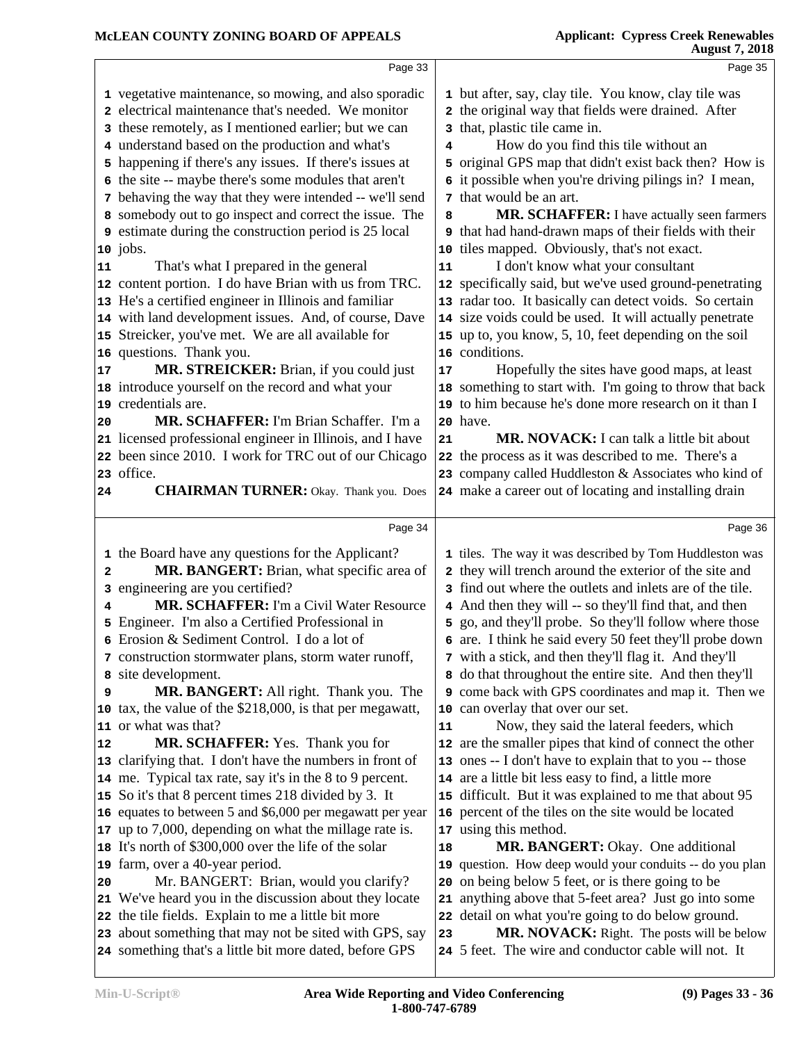vegetative maintenance, so mowing, and also sporadic electrical maintenance that's needed. We monitor these remotely, as I mentioned earlier; but we can understand based on the production and what's happening if there's any issues. If there's issues at the site -- maybe there's some modules that aren't behaving the way that they were intended -- we'll send somebody out to go inspect and correct the issue. The estimate during the construction period is 25 local jobs.

That's what I prepared in the general content portion. I do have Brian with us from TRC. He's a certified engineer in Illinois and familiar with land development issues. And, of course, Dave Streicker, you've met. We are all available for questions. Thank you.

**MR. STREICKER:** Brian, if you could just introduce yourself on the record and what your credentials are.

**MR. SCHAFFER:** I'm Brian Schaffer. I'm a licensed professional engineer in Illinois, and I have been since 2010. I work for TRC out of our Chicago office.

**CHAIRMAN TURNER:** Okay. Thank you. Does the Board have any questions for the Applicant?

**MR. BANGERT:** Brian, what specific area of engineering are you certified?

**MR. SCHAFFER:** I'm a Civil Water Resource Engineer. I'm also a Certified Professional in Erosion & Sediment Control. I do a lot of construction stormwater plans, storm water runoff, site development.

**MR. BANGERT:** All right. Thank you. The tax, the value of the $218,000, is that per megawatt, or what was that?

**MR. SCHAFFER:** Yes. Thank you for clarifying that. I don't have the numbers in front of me. Typical tax rate, say it's in the 8 to 9 percent. So it's that 8 percent times 218 divided by 3. It equates to between 5 and $6,000 per megawatt per year up to 7,000, depending on what the millage rate is. It's north of $300,000 over the life of the solar farm, over a 40-year period.

Mr. BANGERT: Brian, would you clarify? We've heard you in the discussion about they locate the tile fields. Explain to me a little bit more about something that may not be sited with GPS, say something that's a little bit more dated, before GPS but after, say, clay tile. You know, clay tile was the original way that fields were drained. After that, plastic tile came in.

How do you find this tile without an original GPS map that didn't exist back then? How is it possible when you're driving pilings in? I mean, that would be an art.

**MR. SCHAFFER:** I have actually seen farmers that had hand-drawn maps of their fields with their tiles mapped. Obviously, that's not exact.

I don't know what your consultant specifically said, but we've used ground-penetrating radar too. It basically can detect voids. So certain size voids could be used. It will actually penetrate up to, you know, 5, 10, feet depending on the soil conditions.

Hopefully the sites have good maps, at least something to start with. I'm going to throw that back to him because he's done more research on it than I have.

**MR. NOVACK:** I can talk a little bit about the process as it was described to me. There's a company called Huddleston & Associates who kind of make a career out of locating and installing drain tiles. The way it was described by Tom Huddleston was they will trench around the exterior of the site and find out where the outlets and inlets are of the tile. And then they will -- so they'll find that, and then go, and they'll probe. So they'll follow where those are. I think he said every 50 feet they'll probe down with a stick, and then they'll flag it. And they'll do that throughout the entire site. And then they'll come back with GPS coordinates and map it. Then we can overlay that over our set.

Now, they said the lateral feeders, which are the smaller pipes that kind of connect the other ones -- I don't have to explain that to you -- those are a little bit less easy to find, a little more difficult. But it was explained to me that about 95 percent of the tiles on the site would be located using this method.

**MR. BANGERT:** Okay. One additional question. How deep would your conduits -- do you plan on being below 5 feet, or is there going to be anything above that 5-feet area? Just go into some detail on what you're going to do below ground.

**MR. NOVACK:** Right. The posts will be below 5 feet. The wire and conductor cable will not. It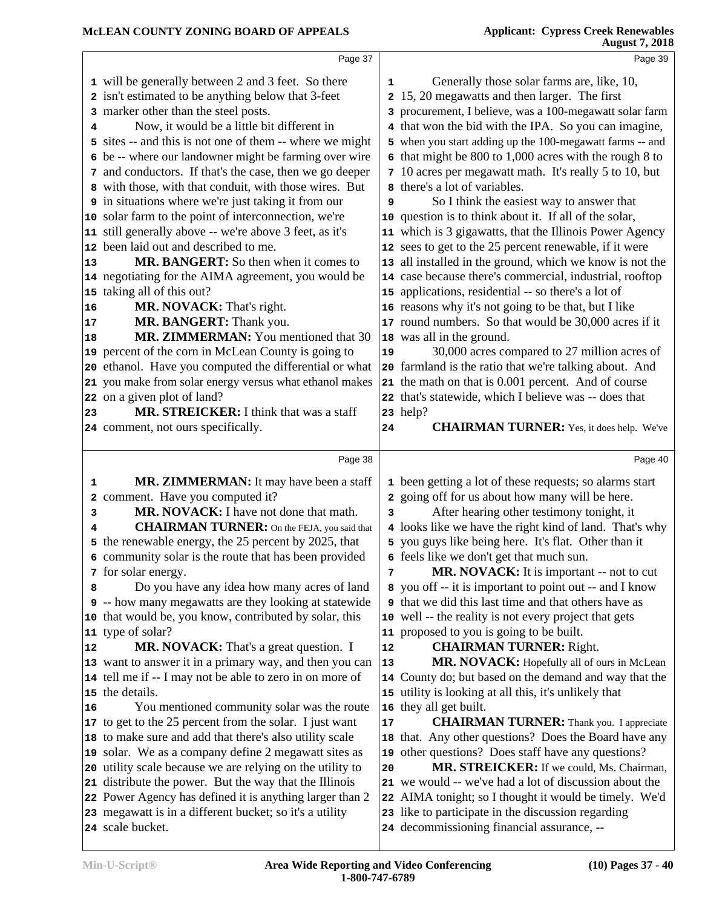will be generally between 2 and 3 feet. So there isn't estimated to be anything below that 3-feet marker other than the steel posts.

Now, it would be a little bit different in sites -- and this is not one of them -- where we might be -- where our landowner might be farming over wire and conductors. If that's the case, then we go deeper with those, with that conduit, with those wires. But in situations where we're just taking it from our solar farm to the point of interconnection, we're still generally above -- we're above 3 feet, as it's been laid out and described to me.

**MR. BANGERT:** So then when it comes to negotiating for the AIMA agreement, you would be taking all of this out?

**MR. NOVACK:** That's right.

**MR. BANGERT:** Thank you.

**MR. ZIMMERMAN:** You mentioned that 30 percent of the corn in McLean County is going to ethanol. Have you computed the differential or what you make from solar energy versus what ethanol makes on a given plot of land?

**MR. STREICKER:** I think that was a staff comment, not ours specifically.

**MR. ZIMMERMAN:** It may have been a staff comment. Have you computed it?

**MR. NOVACK:** I have not done that math.

**CHAIRMAN TURNER:** On the FEJA, you said that the renewable energy, the 25 percent by 2025, that community solar is the route that has been provided for solar energy.

Do you have any idea how many acres of land -- how many megawatts are they looking at statewide that would be, you know, contributed by solar, this type of solar?

**MR. NOVACK:** That's a great question. I want to answer it in a primary way, and then you can tell me if -- I may not be able to zero in on more of the details.

You mentioned community solar was the route to get to the 25 percent from the solar. I just want to make sure and add that there's also utility scale solar. We as a company define 2 megawatt sites as utility scale because we are relying on the utility to distribute the power. But the way that the Illinois Power Agency has defined it is anything larger than 2 megawatt is in a different bucket; so it's a utility scale bucket.

Generally those solar farms are, like, 10, 15, 20 megawatts and then larger. The first procurement, I believe, was a 100-megawatt solar farm that won the bid with the IPA. So you can imagine, when you start adding up the 100-megawatt farms -- and that might be 800 to 1,000 acres with the rough 8 to 10 acres per megawatt math. It's really 5 to 10, but there's a lot of variables.

So I think the easiest way to answer that question is to think about it. If all of the solar, which is 3 gigawatts, that the Illinois Power Agency sees to get to the 25 percent renewable, if it were all installed in the ground, which we know is not the case because there's commercial, industrial, rooftop applications, residential -- so there's a lot of reasons why it's not going to be that, but I like round numbers. So that would be 30,000 acres if it was all in the ground.

30,000 acres compared to 27 million acres of farmland is the ratio that we're talking about. And the math on that is 0.001 percent. And of course that's statewide, which I believe was -- does that help?

**CHAIRMAN TURNER:** Yes, it does help. We've been getting a lot of these requests; so alarms start going off for us about how many will be here.

After hearing other testimony tonight, it looks like we have the right kind of land. That's why you guys like being here. It's flat. Other than it feels like we don't get that much sun.

**MR. NOVACK:** It is important -- not to cut you off -- it is important to point out -- and I know that we did this last time and that others have as well -- the reality is not every project that gets proposed to you is going to be built.

**CHAIRMAN TURNER:** Right.

**MR. NOVACK:** Hopefully all of ours in McLean County do; but based on the demand and way that the utility is looking at all this, it's unlikely that they all get built.

**CHAIRMAN TURNER:** Thank you. I appreciate that. Any other questions? Does the Board have any other questions? Does staff have any questions?

**MR. STREICKER:** If we could, Ms. Chairman, we would -- we've had a lot of discussion about the AIMA tonight; so I thought it would be timely. We'd like to participate in the discussion regarding decommissioning financial assurance, --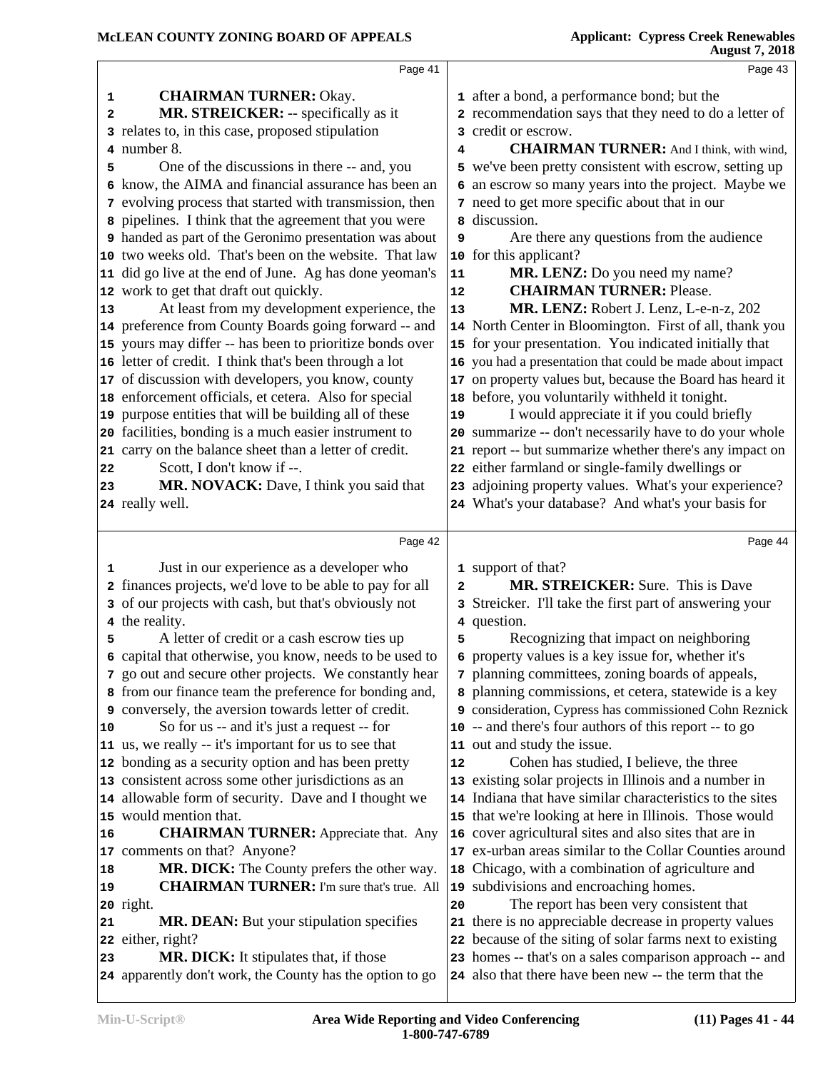Page 41

1 **CHAIRMAN TURNER:** Okay.
2 **MR. STREICKER:** -- specifically as it
3 relates to, in this case, proposed stipulation
4 number 8.
5 One of the discussions in there -- and, you
6 know, the AIMA and financial assurance has been an
7 evolving process that started with transmission, then
8 pipelines. I think that the agreement that you were
9 handed as part of the Geronimo presentation was about
10 two weeks old. That's been on the website. That law
11 did go live at the end of June. Ag has done yeoman's
12 work to get that draft out quickly.
13 At least from my development experience, the
14 preference from County Boards going forward -- and
15 yours may differ -- has been to prioritize bonds over
16 letter of credit. I think that's been through a lot
17 of discussion with developers, you know, county
18 enforcement officials, et cetera. Also for special
19 purpose entities that will be building all of these
20 facilities, bonding is a much easier instrument to
21 carry on the balance sheet than a letter of credit.
22 Scott, I don't know if --.
23 **MR. NOVACK:** Dave, I think you said that
24 really well.

Page 42

1 Just in our experience as a developer who
2 finances projects, we'd love to be able to pay for all
3 of our projects with cash, but that's obviously not
4 the reality.
5 A letter of credit or a cash escrow ties up
6 capital that otherwise, you know, needs to be used to
7 go out and secure other projects. We constantly hear
8 from our finance team the preference for bonding and,
9 conversely, the aversion towards letter of credit.
10 So for us -- and it's just a request -- for
11 us, we really -- it's important for us to see that
12 bonding as a security option and has been pretty
13 consistent across some other jurisdictions as an
14 allowable form of security. Dave and I thought we
15 would mention that.
16 **CHAIRMAN TURNER:** Appreciate that. Any
17 comments on that? Anyone?
18 **MR. DICK:** The County prefers the other way.
19 **CHAIRMAN TURNER:** I'm sure that's true. All
20 right.
21 **MR. DEAN:** But your stipulation specifies
22 either, right?
23 **MR. DICK:** It stipulates that, if those
24 apparently don't work, the County has the option to go

Page 43

1 after a bond, a performance bond; but the
2 recommendation says that they need to do a letter of
3 credit or escrow.
4 **CHAIRMAN TURNER:** And I think, with wind,
5 we've been pretty consistent with escrow, setting up
6 an escrow so many years into the project. Maybe we
7 need to get more specific about that in our
8 discussion.
9 Are there any questions from the audience
10 for this applicant?
11 **MR. LENZ:** Do you need my name?
12 **CHAIRMAN TURNER:** Please.
13 **MR. LENZ:** Robert J. Lenz, L-e-n-z, 202
14 North Center in Bloomington. First of all, thank you
15 for your presentation. You indicated initially that
16 you had a presentation that could be made about impact
17 on property values but, because the Board has heard it
18 before, you voluntarily withheld it tonight.
19 I would appreciate it if you could briefly
20 summarize -- don't necessarily have to do your whole
21 report -- but summarize whether there's any impact on
22 either farmland or single-family dwellings or
23 adjoining property values. What's your experience?
24 What's your database? And what's your basis for

Page 44

1 support of that?
2 **MR. STREICKER:** Sure. This is Dave
3 Streicker. I'll take the first part of answering your
4 question.
5 Recognizing that impact on neighboring
6 property values is a key issue for, whether it's
7 planning committees, zoning boards of appeals,
8 planning commissions, et cetera, statewide is a key
9 consideration, Cypress has commissioned Cohn Reznick
10 -- and there's four authors of this report -- to go
11 out and study the issue.
12 Cohen has studied, I believe, the three
13 existing solar projects in Illinois and a number in
14 Indiana that have similar characteristics to the sites
15 that we're looking at here in Illinois. Those would
16 cover agricultural sites and also sites that are in
17 ex-urban areas similar to the Collar Counties around
18 Chicago, with a combination of agriculture and
19 subdivisions and encroaching homes.
20 The report has been very consistent that
21 there is no appreciable decrease in property values
22 because of the siting of solar farms next to existing
23 homes -- that's on a sales comparison approach -- and
24 also that there have been new -- the term that the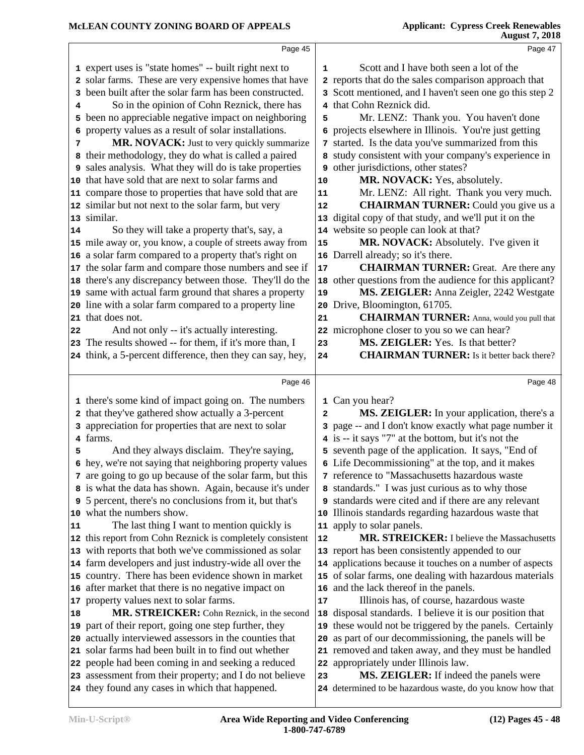expert uses is "state homes" -- built right next to solar farms. These are very expensive homes that have been built after the solar farm has been constructed.

So in the opinion of Cohn Reznick, there has been no appreciable negative impact on neighboring property values as a result of solar installations.

**MR. NOVACK:** Just to very quickly summarize their methodology, they do what is called a paired sales analysis. What they will do is take properties that have sold that are next to solar farms and compare those to properties that have sold that are similar but not next to the solar farm, but very similar.

So they will take a property that's, say, a mile away or, you know, a couple of streets away from a solar farm compared to a property that's right on the solar farm and compare those numbers and see if there's any discrepancy between those. They'll do the same with actual farm ground that shares a property line with a solar farm compared to a property line that does not.

And not only -- it's actually interesting. The results showed -- for them, if it's more than, I think, a 5-percent difference, then they can say, hey, there's some kind of impact going on. The numbers that they've gathered show actually a 3-percent appreciation for properties that are next to solar farms.

And they always disclaim. They're saying, hey, we're not saying that neighboring property values are going to go up because of the solar farm, but this is what the data has shown. Again, because it's under 5 percent, there's no conclusions from it, but that's what the numbers show.

The last thing I want to mention quickly is this report from Cohn Reznick is completely consistent with reports that both we've commissioned as solar farm developers and just industry-wide all over the country. There has been evidence shown in market after market that there is no negative impact on property values next to solar farms.

**MR. STREICKER:** Cohn Reznick, in the second part of their report, going one step further, they actually interviewed assessors in the counties that solar farms had been built in to find out whether people had been coming in and seeking a reduced assessment from their property; and I do not believe they found any cases in which that happened.

Scott and I have both seen a lot of the reports that do the sales comparison approach that Scott mentioned, and I haven't seen one go this step 2 that Cohn Reznick did.

Mr. LENZ: Thank you. You haven't done projects elsewhere in Illinois. You're just getting started. Is the data you've summarized from this study consistent with your company's experience in other jurisdictions, other states?

**MR. NOVACK:** Yes, absolutely.

Mr. LENZ: All right. Thank you very much.

**CHAIRMAN TURNER:** Could you give us a digital copy of that study, and we'll put it on the website so people can look at that?

**MR. NOVACK:** Absolutely. I've given it Darrell already; so it's there.

**CHAIRMAN TURNER:** Great. Are there any other questions from the audience for this applicant?

**MS. ZEIGLER:** Anna Zeigler, 2242 Westgate Drive, Bloomington, 61705.

**CHAIRMAN TURNER:** Anna, would you pull that microphone closer to you so we can hear?

**MS. ZEIGLER:** Yes. Is that better?

**CHAIRMAN TURNER:** Is it better back there? Can you hear?

**MS. ZEIGLER:** In your application, there's a page -- and I don't know exactly what page number it is -- it says "7" at the bottom, but it's not the seventh page of the application. It says, "End of Life Decommissioning" at the top, and it makes reference to "Massachusetts hazardous waste standards." I was just curious as to why those standards were cited and if there are any relevant Illinois standards regarding hazardous waste that apply to solar panels.

**MR. STREICKER:** I believe the Massachusetts report has been consistently appended to our applications because it touches on a number of aspects of solar farms, one dealing with hazardous materials and the lack thereof in the panels.

Illinois has, of course, hazardous waste disposal standards. I believe it is our position that these would not be triggered by the panels. Certainly as part of our decommissioning, the panels will be removed and taken away, and they must be handled appropriately under Illinois law.

**MS. ZEIGLER:** If indeed the panels were determined to be hazardous waste, do you know how that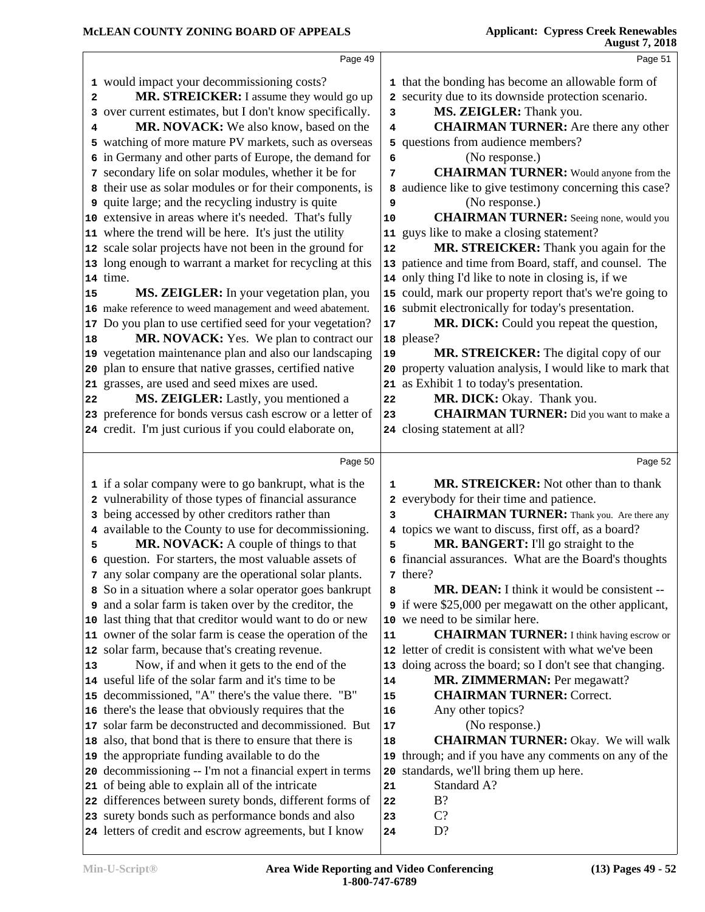**Page 49**

1 would impact your decommissioning costs?
2 **MR. STREICKER:** I assume they would go up
3 over current estimates, but I don't know specifically.
4 **MR. NOVACK:** We also know, based on the
5 watching of more mature PV markets, such as overseas
6 in Germany and other parts of Europe, the demand for
7 secondary life on solar modules, whether it be for
8 their use as solar modules or for their components, is
9 quite large; and the recycling industry is quite
10 extensive in areas where it's needed. That's fully
11 where the trend will be here. It's just the utility
12 scale solar projects have not been in the ground for
13 long enough to warrant a market for recycling at this
14 time.
15 **MS. ZEIGLER:** In your vegetation plan, you
16 make reference to weed management and weed abatement.
17 Do you plan to use certified seed for your vegetation?
18 **MR. NOVACK:** Yes. We plan to contract our
19 vegetation maintenance plan and also our landscaping
20 plan to ensure that native grasses, certified native
21 grasses, are used and seed mixes are used.
22 **MS. ZEIGLER:** Lastly, you mentioned a
23 preference for bonds versus cash escrow or a letter of
24 credit. I'm just curious if you could elaborate on,

**Page 50**

1 if a solar company were to go bankrupt, what is the
2 vulnerability of those types of financial assurance
3 being accessed by other creditors rather than
4 available to the County to use for decommissioning.
5 **MR. NOVACK:** A couple of things to that
6 question. For starters, the most valuable assets of
7 any solar company are the operational solar plants.
8 So in a situation where a solar operator goes bankrupt
9 and a solar farm is taken over by the creditor, the
10 last thing that that creditor would want to do or new
11 owner of the solar farm is cease the operation of the
12 solar farm, because that's creating revenue.
13 Now, if and when it gets to the end of the
14 useful life of the solar farm and it's time to be
15 decommissioned, "A" there's the value there. "B"
16 there's the lease that obviously requires that the
17 solar farm be deconstructed and decommissioned. But
18 also, that bond that is there to ensure that there is
19 the appropriate funding available to do the
20 decommissioning -- I'm not a financial expert in terms
21 of being able to explain all of the intricate
22 differences between surety bonds, different forms of
23 surety bonds such as performance bonds and also
24 letters of credit and escrow agreements, but I know

**Page 51**

1 that the bonding has become an allowable form of
2 security due to its downside protection scenario.
3 **MS. ZEIGLER:** Thank you.
4 **CHAIRMAN TURNER:** Are there any other
5 questions from audience members?
6 (No response.)
7 **CHAIRMAN TURNER:** Would anyone from the
8 audience like to give testimony concerning this case?
9 (No response.)
10 **CHAIRMAN TURNER:** Seeing none, would you
11 guys like to make a closing statement?
12 **MR. STREICKER:** Thank you again for the
13 patience and time from Board, staff, and counsel. The
14 only thing I'd like to note in closing is, if we
15 could, mark our property report that's we're going to
16 submit electronically for today's presentation.
17 **MR. DICK:** Could you repeat the question,
18 please?
19 **MR. STREICKER:** The digital copy of our
20 property valuation analysis, I would like to mark that
21 as Exhibit 1 to today's presentation.
22 **MR. DICK:** Okay. Thank you.
23 **CHAIRMAN TURNER:** Did you want to make a
24 closing statement at all?

**Page 52**

1 **MR. STREICKER:** Not other than to thank
2 everybody for their time and patience.
3 **CHAIRMAN TURNER:** Thank you. Are there any
4 topics we want to discuss, first off, as a board?
5 **MR. BANGERT:** I'll go straight to the
6 financial assurances. What are the Board's thoughts
7 there?
8 **MR. DEAN:** I think it would be consistent --
9 if were $25,000 per megawatt on the other applicant,
10 we need to be similar here.
11 **CHAIRMAN TURNER:** I think having escrow or
12 letter of credit is consistent with what we've been
13 doing across the board; so I don't see that changing.
14 **MR. ZIMMERMAN:** Per megawatt?
15 **CHAIRMAN TURNER:** Correct.
16 Any other topics?
17 (No response.)
18 **CHAIRMAN TURNER:** Okay. We will walk
19 through; and if you have any comments on any of the
20 standards, we'll bring them up here.
21 Standard A?
22 B?
23 C?
24 D?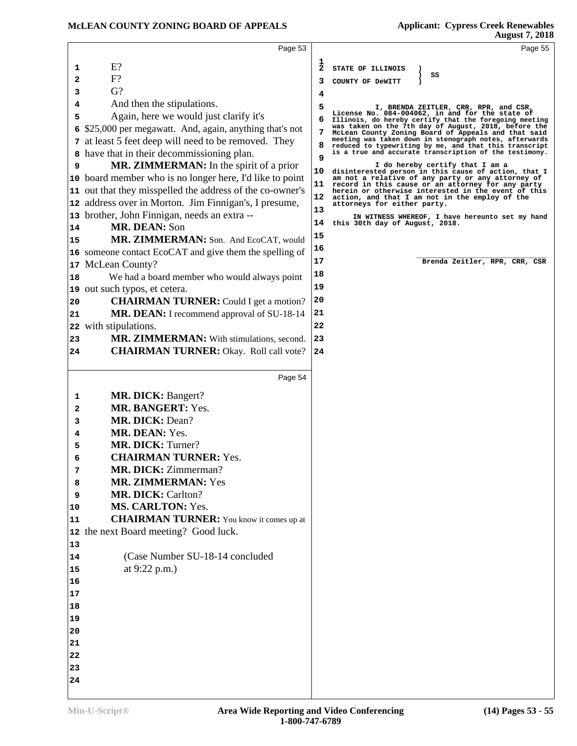E?

F?

G?

And then the stipulations.

Again, here we would just clarify it's $25,000 per megawatt. And, again, anything that's not at least 5 feet deep will need to be removed. They have that in their decommissioning plan.

**MR. ZIMMERMAN:** In the spirit of a prior board member who is no longer here, I'd like to point out that they misspelled the address of the co-owner's address over in Morton. Jim Finnigan's, I presume, brother, John Finnigan, needs an extra --

**MR. DEAN:** Son

**MR. ZIMMERMAN:** Son. And EcoCAT, would someone contact EcoCAT and give them the spelling of McLean County?

We had a board member who would always point out such typos, et cetera.

**CHAIRMAN TURNER:** Could I get a motion?

**MR. DEAN:** I recommend approval of SU-18-14 with stipulations.

**MR. ZIMMERMAN:** With stimulations, second.

**CHAIRMAN TURNER:** Okay. Roll call vote?

**MR. DICK:** Bangert?

**MR. BANGERT:** Yes.

**MR. DICK:** Dean?

**MR. DEAN:** Yes.

**MR. DICK:** Turner?

**CHAIRMAN TURNER:** Yes.

**MR. DICK:** Zimmerman?

**MR. ZIMMERMAN:** Yes

**MR. DICK:** Carlton?

**MS. CARLTON:** Yes.

**CHAIRMAN TURNER:** You know it comes up at the next Board meeting? Good luck.

(Case Number SU-18-14 concluded at 9:22 p.m.)

STATE OF ILLINOIS )
) SS
COUNTY OF DeWITT )

I, BRENDA ZEITLER, CRR, RPR, and CSR, License No. 084-004062, in and for the state of Illinois, do hereby certify that the foregoing meeting was taken on the 7th day of August, 2018, before the McLean County Zoning Board of Appeals and that said meeting was taken down in stenograph notes, afterwards reduced to typewriting by me, and that this transcript is a true and accurate transcription of the testimony.

I do hereby certify that I am a disinterested person in this cause of action, that I am not a relative of any party or any attorney of record in this cause or an attorney for any party herein or otherwise interested in the event of this action, and that I am not in the employ of the attorneys for either party.

IN WITNESS WHEREOF, I have hereunto set my hand this 30th day of August, 2018.

\_\_\_\_\_\_\_\_\_\_\_\_\_\_\_\_\_\_\_\_\_\_\_\_\_\_\_\_\_\_\_\_
Brenda Zeitler, RPR, CRR, CSR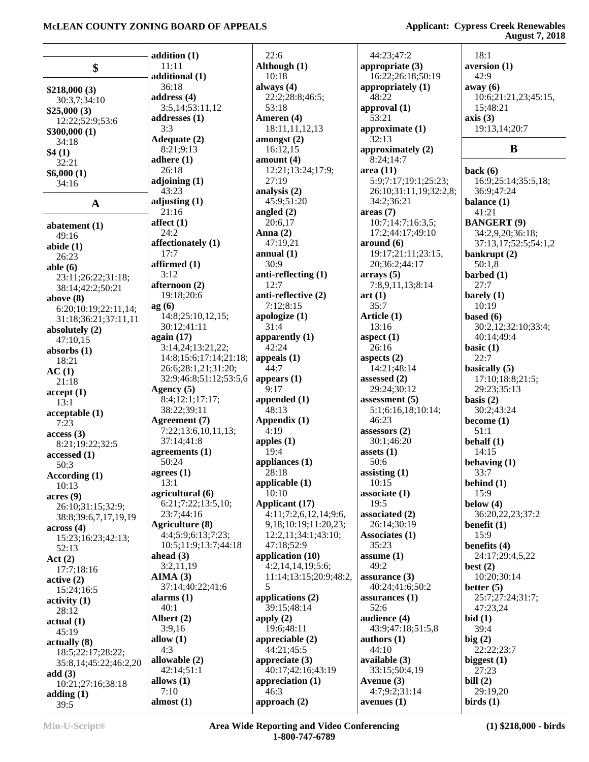## $

**$218,000 (3)**
30:3,7;34:10
**$25,000 (3)**
12:22;52:9;53:6
**$300,000 (1)**
34:18
**$4 (1)**
32:21
**$6,000 (1)**
34:16

## A

**abatement (1)**
49:16
**abide (1)**
26:23
**able (6)**
23:11;26:22;31:18;38:14;42:2;50:21
**above (8)**
6:20;10:19;22:11,14;31:18;36:21;37:11,11
**absolutely (2)**
47:10,15
**absorbs (1)**
18:21
**AC (1)**
21:18
**accept (1)**
13:1
**acceptable (1)**
7:23
**access (3)**
8:21;19:22;32:5
**accessed (1)**
50:3
**According (1)**
10:13
**acres (9)**
26:10;31:15;32:9;38:8;39:6,7,17,19,19
**across (4)**
15:23;16:23;42:13;52:13
**Act (2)**
17:7;18:16
**active (2)**
15:24;16:5
**activity (1)**
28:12
**actual (1)**
45:19
**actually (8)**
18:5;22:17;28:22;35:8,14;45:22;46:2,20
**add (3)**
10:21;27:16;38:18
**adding (1)**
39:5
**addition (1)**
11:11
**additional (1)**
36:18
**address (4)**
3:5,14;53:11,12
**addresses (1)**
3:3
**Adequate (2)**
8:21;9:13
**adhere (1)**
26:18
**adjoining (1)**
43:23
**adjusting (1)**
21:16
**affect (1)**
24:2
**affectionately (1)**
17:7
**affirmed (1)**
3:12
**afternoon (2)**
19:18;20:6
**ag (6)**
14:8;25:10,12,15;30:12;41:11
**again (17)**
3:14,24;13:21,22;14:8;15:6;17:14;21:18;26:6;28:1,21;31:20;32:9;46:8;51:12;53:5,6
**Agency (5)**
8:4;12:1;17:17;38:22;39:11
**Agreement (7)**
7:22;13:6,10,11,13;37:14;41:8
**agreements (1)**
50:24
**agrees (1)**
13:1
**agricultural (6)**
6:21;7:22;13:5,10;23:7;44:16
**Agriculture (8)**
4:4;5:9;6:13;7:23;10:5;11:9;13:7;44:18
**ahead (3)**
3:2,11,19
**AIMA (3)**
37:14;40:22;41:6
**alarms (1)**
40:1
**Albert (2)**
3:9,16
**allow (1)**
4:3
**allowable (2)**
42:14;51:1
**allows (1)**
7:10
**almost (1)**
22:6
**Although (1)**
10:18
**always (4)**
22:2;28:8;46:5;53:18
**Ameren (4)**
18:11,11,12,13
**amongst (2)**
16:12,15
**amount (4)**
12:21;13:24;17:9;27:19
**analysis (2)**
45:9;51:20
**angled (2)**
20:6,17
**Anna (2)**
47:19,21
**annual (1)**
30:9
**anti-reflecting (1)**
12:7
**anti-reflective (2)**
7:12;8:15
**apologize (1)**
31:4
**apparently (1)**
42:24
**appeals (1)**
44:7
**appears (1)**
9:17
**appended (1)**
48:13
**Appendix (1)**
4:19
**apples (1)**
19:4
**appliances (1)**
28:18
**applicable (1)**
10:10
**Applicant (17)**
4:11;7:2,6,12,14;9:6,9,18;10:19;11:20,23;12:2,11;34:1;43:10;47:18;52:9
**application (10)**
4:2,14,14,19;5:6;11:14;13:15;20:9;48:2,5
**applications (2)**
39:15;48:14
**apply (2)**
19:6;48:11
**appreciable (2)**
44:21;45:5
**appreciate (3)**
40:17;42:16;43:19
**appreciation (1)**
46:3
**approach (2)**
44:23;47:2
**appropriate (3)**
16:22;26:18;50:19
**appropriately (1)**
48:22
**approval (1)**
53:21
**approximate (1)**
32:13
**approximately (2)**
8:24;14:7
**area (11)**
5:9;7:17;19:1;25:23;26:10;31:11,19;32:2,8;34:2;36:21
**areas (7)**
10:7;14:7;16:3,5;17:2;44:17;49:10
**around (6)**
19:17;21:11;23:15,20;36:2;44:17
**arrays (5)**
7:8,9,11,13;8:14
**art (1)**
35:7
**Article (1)**
13:16
**aspect (1)**
26:16
**aspects (2)**
14:21;48:14
**assessed (2)**
29:24;30:12
**assessment (5)**
5:1;6:16,18;10:14;46:23
**assessors (2)**
30:1;46:20
**assets (1)**
50:6
**assisting (1)**
10:15
**associate (1)**
19:5
**associated (2)**
26:14;30:19
**Associates (1)**
35:23
**assume (1)**
49:2
**assurance (3)**
40:24;41:6;50:2
**assurances (1)**
52:6
**audience (4)**
43:9;47:18;51:5,8
**authors (1)**
44:10
**available (3)**
33:15;50:4,19
**Avenue (3)**
4:7;9:2;31:14
**avenues (1)**
18:1
**aversion (1)**
42:9
**away (6)**
10:6;21:21,23;45:15,15;48:21
**axis (3)**
19:13,14;20:7

## B

**back (6)**
16:9;25:14;35:5,18;36:9;47:24
**balance (1)**
41:21
**BANGERT (9)**
34:2,9,20;36:18;37:13,17;52:5;54:1,2
**bankrupt (2)**
50:1,8
**barbed (1)**
27:7
**barely (1)**
10:19
**based (6)**
30:2,12;32:10;33:4;40:14;49:4
**basic (1)**
22:7
**basically (5)**
17:10;18:8;21:5;29:23;35:13
**basis (2)**
30:2;43:24
**become (1)**
51:1
**behalf (1)**
14:15
**behaving (1)**
33:7
**behind (1)**
15:9
**below (4)**
36:20,22,23;37:2
**benefit (1)**
15:9
**benefits (4)**
24:17;29:4,5,22
**best (2)**
10:20;30:14
**better (5)**
25:7;27:24;31:7;47:23,24
**bid (1)**
39:4
**big (2)**
22:22;23:7
**biggest (1)**
27:23
**bill (2)**
29:19,20
**birds (1)**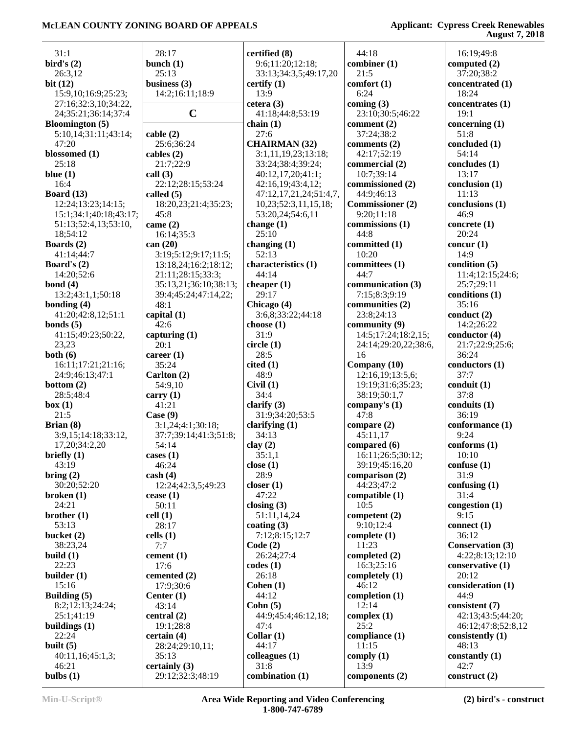31:1
**bird's (2)**
26:3,12
**bit (12)**
15:9,10;16:9;25:23;
27:16;32:3,10;34:22,
24;35:21;36:14;37:4
**Bloomington (5)**
5:10,14;31:11;43:14;
47:20
**blossomed (1)**
25:18
**blue (1)**
16:4
**Board (13)**
12:24;13:23;14:15;
15:1;34:1;40:18;43:17;
51:13;52:4,13;53:10,
18;54:12
**Boards (2)**
41:14;44:7
**Board's (2)**
14:20;52:6
**bond (4)**
13:2;43:1,1;50:18
**bonding (4)**
41:20;42:8,12;51:1
**bonds (5)**
41:15;49:23;50:22,
23,23
**both (6)**
16:11;17:21;21:16;
24:9;46:13;47:1
**bottom (2)**
28:5;48:4
**box (1)**
21:5
**Brian (8)**
3:9,15;14:18;33:12,
17,20;34:2,20
**briefly (1)**
43:19
**bring (2)**
30:20;52:20
**broken (1)**
24:21
**brother (1)**
53:13
**bucket (2)**
38:23,24
**build (1)**
22:23
**builder (1)**
15:16
**Building (5)**
8:2;12:13;24:24;
25:1;41:19
**buildings (1)**
22:24
**built (5)**
40:11,16;45:1,3;
46:21
**bulbs (1)**
28:17
**bunch (1)**
25:13
**business (3)**
14:2;16:11;18:9

## C

**cable (2)**
25:6;36:24
**cables (2)**
21:7;22:9
**call (3)**
22:12;28:15;53:24
**called (5)**
18:20,23;21:4;35:23;
45:8
**came (2)**
16:14;35:3
**can (20)**
3:19;5:12;9:17;11:5;
13:18,24;16:2;18:12;
21:11;28:15;33:3;
35:13,21;36:10;38:13;
39:4;45:24;47:14,22;
48:1
**capital (1)**
42:6
**capturing (1)**
20:1
**career (1)**
35:24
**Carlton (2)**
54:9,10
**carry (1)**
41:21
**Case (9)**
3:1,24;4:1;30:18;
37:7;39:14;41:3;51:8;
54:14
**cases (1)**
46:24
**cash (4)**
12:24;42:3,5;49:23
**cease (1)**
50:11
**cell (1)**
28:17
**cells (1)**
7:7
**cement (1)**
17:6
**cemented (2)**
17:9;30:6
**Center (1)**
43:14
**central (2)**
19:1;28:8
**certain (4)**
28:24;29:10,11;
35:13
**certainly (3)**
29:12;32:3;48:19
**certified (8)**
9:6;11:20;12:18;
33:13;34:3,5;49:17,20
**certify (1)**
13:9
**cetera (3)**
41:18;44:8;53:19
**chain (1)**
27:6
**CHAIRMAN (32)**
3:1,11,19,23;13:18;
33:24;38:4;39:24;
40:12,17,20;41:1;
42:16,19;43:4,12;
47:12,17,21,24;51:4,7,
10,23;52:3,11,15,18;
53:20,24;54:6,11
**change (1)**
25:10
**changing (1)**
52:13
**characteristics (1)**
44:14
**cheaper (1)**
29:17
**Chicago (4)**
3:6,8;33:22;44:18
**choose (1)**
31:9
**circle (1)**
28:5
**cited (1)**
48:9
**Civil (1)**
34:4
**clarify (3)**
31:9;34:20;53:5
**clarifying (1)**
34:13
**clay (2)**
35:1,1
**close (1)**
28:9
**closer (1)**
47:22
**closing (3)**
51:11,14,24
**coating (3)**
7:12;8:15;12:7
**Code (2)**
26:24;27:4
**codes (1)**
26:18
**Cohen (1)**
44:12
**Cohn (5)**
44:9;45:4;46:12,18;
47:4
**Collar (1)**
44:17
**colleagues (1)**
31:8
**combination (1)**
44:18
**combiner (1)**
21:5
**comfort (1)**
6:24
**coming (3)**
23:10;30:5;46:22
**comment (2)**
37:24;38:2
**comments (2)**
42:17;52:19
**commercial (2)**
10:7;39:14
**commissioned (2)**
44:9;46:13
**Commissioner (2)**
9:20;11:18
**commissions (1)**
44:8
**committed (1)**
10:20
**committees (1)**
44:7
**communication (3)**
7:15;8:3;9:19
**communities (2)**
23:8;24:13
**community (9)**
14:5;17:24;18:2,15;
24:14;29:20,22;38:6,
16
**Company (10)**
12:16,19;13:5,6;
19:19;31:6;35:23;
38:19;50:1,7
**company's (1)**
47:8
**compare (2)**
45:11,17
**compared (6)**
16:11;26:5;30:12;
39:19;45:16,20
**comparison (2)**
44:23;47:2
**compatible (1)**
10:5
**competent (2)**
9:10;12:4
**complete (1)**
11:23
**completed (2)**
16:3;25:16
**completely (1)**
46:12
**completion (1)**
12:14
**complex (1)**
25:2
**compliance (1)**
11:15
**comply (1)**
13:9
**components (2)**
16:19;49:8
**computed (2)**
37:20;38:2
**concentrated (1)**
18:24
**concentrates (1)**
19:1
**concerning (1)**
51:8
**concluded (1)**
54:14
**concludes (1)**
13:17
**conclusion (1)**
11:13
**conclusions (1)**
46:9
**concrete (1)**
20:24
**concur (1)**
14:9
**condition (5)**
11:4;12:15;24:6;
25:7;29:11
**conditions (1)**
35:16
**conduct (2)**
14:2;26:22
**conductor (4)**
21:7;22:9;25:6;
36:24
**conductors (1)**
37:7
**conduit (1)**
37:8
**conduits (1)**
36:19
**conformance (1)**
9:24
**conforms (1)**
10:10
**confuse (1)**
31:9
**confusing (1)**
31:4
**congestion (1)**
9:15
**connect (1)**
36:12
**Conservation (3)**
4:22;8:13;12:10
**conservative (1)**
20:12
**consideration (1)**
44:9
**consistent (7)**
42:13;43:5;44:20;
46:12;47:8;52:8,12
**consistently (1)**
48:13
**constantly (1)**
42:7
**construct (2)**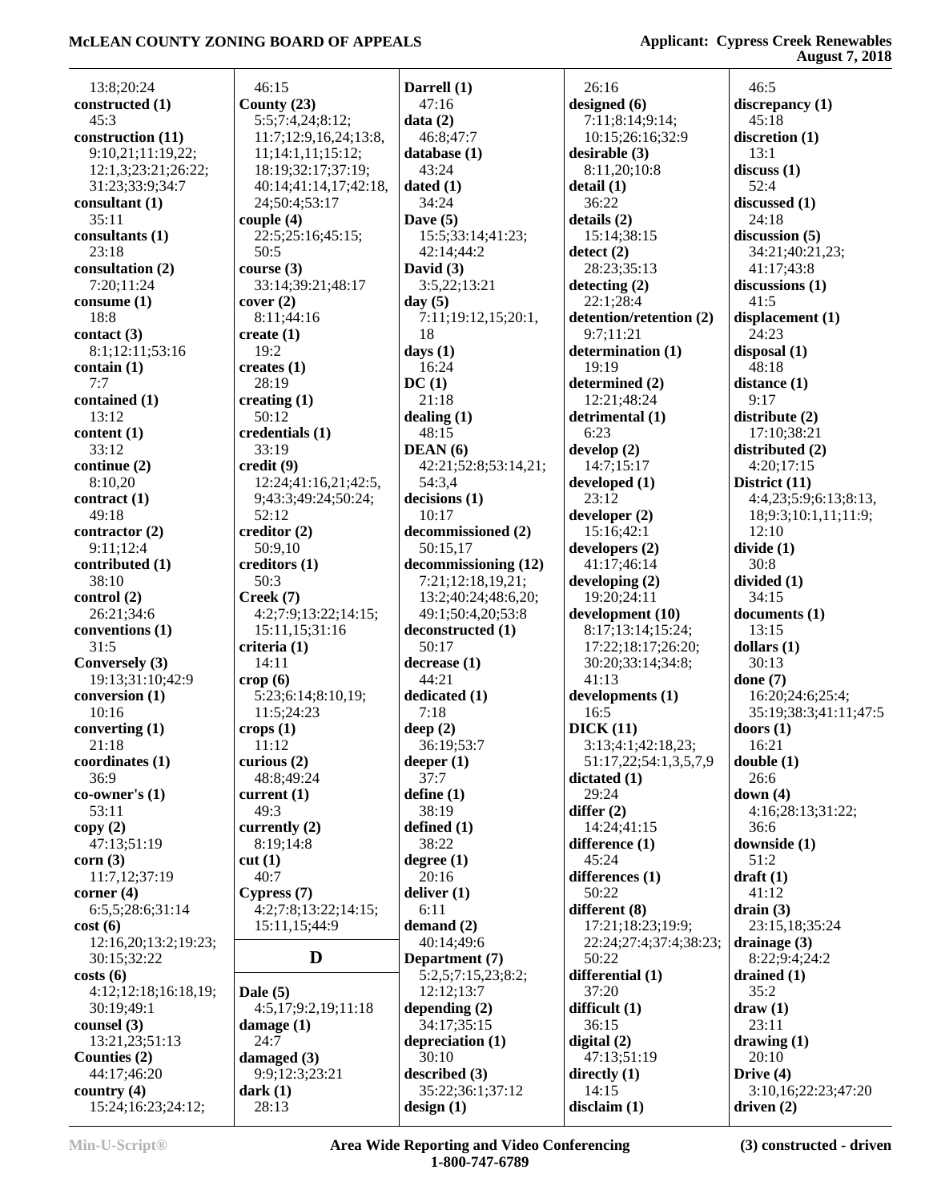13:8;20:24
**constructed (1)**
45:3
**construction (11)**
9:10,21;11:19,22;
12:1,3;23:21;26:22;
31:23;33:9;34:7
**consultant (1)**
35:11
**consultants (1)**
23:18
**consultation (2)**
7:20;11:24
**consume (1)**
18:8
**contact (3)**
8:1;12:11;53:16
**contain (1)**
7:7
**contained (1)**
13:12
**content (1)**
33:12
**continue (2)**
8:10,20
**contract (1)**
49:18
**contractor (2)**
9:11;12:4
**contributed (1)**
38:10
**control (2)**
26:21;34:6
**conventions (1)**
31:5
**Conversely (3)**
19:13;31:10;42:9
**conversion (1)**
10:16
**converting (1)**
21:18
**coordinates (1)**
36:9
**co-owner's (1)**
53:11
**copy (2)**
47:13;51:19
**corn (3)**
11:7,12;37:19
**corner (4)**
6:5,5;28:6;31:14
**cost (6)**
12:16,20;13:2;19:23;
30:15;32:22
**costs (6)**
4:12;12:18;16:18,19;
30:19;49:1
**counsel (3)**
13:21,23;51:13
**Counties (2)**
44:17;46:20
**country (4)**
15:24;16:23;24:12;
46:15
**County (23)**
5:5;7:4,24;8:12;
11:7;12:9,16,24;13:8,
11;14:1,11;15:12;
18:19;32:17;37:19;
40:14;41:14,17;42:18,
24;50:4;53:17
**couple (4)**
22:5;25:16;45:15;
50:5
**course (3)**
33:14;39:21;48:17
**cover (2)**
8:11;44:16
**create (1)**
19:2
**creates (1)**
28:19
**creating (1)**
50:12
**credentials (1)**
33:19
**credit (9)**
12:24;41:16,21;42:5,
9;43:3;49:24;50:24;
52:12
**creditor (2)**
50:9,10
**creditors (1)**
50:3
**Creek (7)**
4:2;7:9;13:22;14:15;
15:11,15;31:16
**criteria (1)**
14:11
**crop (6)**
5:23;6:14;8:10,19;
11:5;24:23
**crops (1)**
11:12
**curious (2)**
48:8;49:24
**current (1)**
49:3
**currently (2)**
8:19;14:8
**cut (1)**
40:7
**Cypress (7)**
4:2;7:8;13:22;14:15;
15:11,15;44:9

## D

**Dale (5)**
4:5,17;9:2,19;11:18
**damage (1)**
24:7
**damaged (3)**
9:9;12:3;23:21
**dark (1)**
28:13
**Darrell (1)**
47:16
**data (2)**
46:8;47:7
**database (1)**
43:24
**dated (1)**
34:24
**Dave (5)**
15:5;33:14;41:23;
42:14;44:2
**David (3)**
3:5,22;13:21
**day (5)**
7:11;19:12,15;20:1,
18
**days (1)**
16:24
**DC (1)**
21:18
**dealing (1)**
48:15
**DEAN (6)**
42:21;52:8;53:14,21;
54:3,4
**decisions (1)**
10:17
**decommissioned (2)**
50:15,17
**decommissioning (12)**
7:21;12:18,19,21;
13:2;40:24;48:6,20;
49:1;50:4,20;53:8
**deconstructed (1)**
50:17
**decrease (1)**
44:21
**dedicated (1)**
7:18
**deep (2)**
36:19;53:7
**deeper (1)**
37:7
**define (1)**
38:19
**defined (1)**
38:22
**degree (1)**
20:16
**deliver (1)**
6:11
**demand (2)**
40:14;49:6
**Department (7)**
5:2,5;7:15,23;8:2;
12:12;13:7
**depending (2)**
34:17;35:15
**depreciation (1)**
30:10
**described (3)**
35:22;36:1;37:12
**design (1)**
26:16
**designed (6)**
7:11;8:14;9:14;
10:15;26:16;32:9
**desirable (3)**
8:11,20;10:8
**detail (1)**
36:22
**details (2)**
15:14;38:15
**detect (2)**
28:23;35:13
**detecting (2)**
22:1;28:4
**detention/retention (2)**
9:7;11:21
**determination (1)**
19:19
**determined (2)**
12:21;48:24
**detrimental (1)**
6:23
**develop (2)**
14:7;15:17
**developed (1)**
23:12
**developer (2)**
15:16;42:1
**developers (2)**
41:17;46:14
**developing (2)**
19:20;24:11
**development (10)**
8:17;13:14;15:24;
17:22;18:17;26:20;
30:20;33:14;34:8;
41:13
**developments (1)**
16:5
**DICK (11)**
3:13;4:1;42:18,23;
51:17,22;54:1,3,5,7,9
**dictated (1)**
29:24
**differ (2)**
14:24;41:15
**difference (1)**
45:24
**differences (1)**
50:22
**different (8)**
17:21;18:23;19:9;
22:24;27:4;37:4;38:23;
50:22
**differential (1)**
37:20
**difficult (1)**
36:15
**digital (2)**
47:13;51:19
**directly (1)**
14:15
**disclaim (1)**
46:5
**discrepancy (1)**
45:18
**discretion (1)**
13:1
**discuss (1)**
52:4
**discussed (1)**
24:18
**discussion (5)**
34:21;40:21,23;
41:17;43:8
**discussions (1)**
41:5
**displacement (1)**
24:23
**disposal (1)**
48:18
**distance (1)**
9:17
**distribute (2)**
17:10;38:21
**distributed (2)**
4:20;17:15
**District (11)**
4:4,23;5:9;6:13;8:13,
18;9:3;10:1,11;11:9;
12:10
**divide (1)**
30:8
**divided (1)**
34:15
**documents (1)**
13:15
**dollars (1)**
30:13
**done (7)**
16:20;24:6;25:4;
35:19;38:3;41:11;47:5
**doors (1)**
16:21
**double (1)**
26:6
**down (4)**
4:16;28:13;31:22;
36:6
**downside (1)**
51:2
**draft (1)**
41:12
**drain (3)**
23:15,18;35:24
**drainage (3)**
8:22;9:4;24:2
**drained (1)**
35:2
**draw (1)**
23:11
**drawing (1)**
20:10
**Drive (4)**
3:10,16;22:23;47:20
**driven (2)**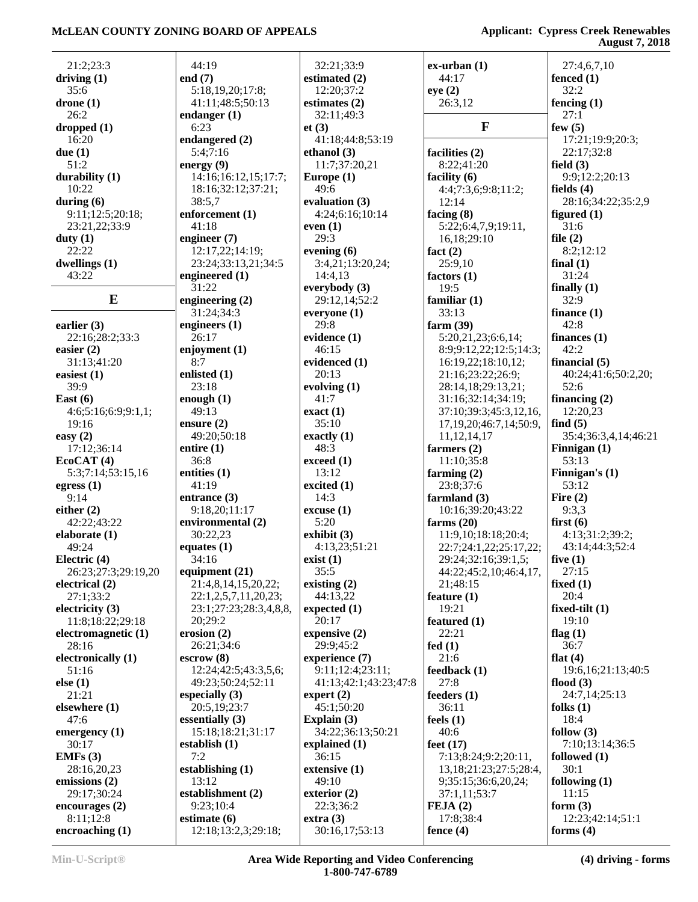21:2;23:3
**driving (1)**
35:6
**drone (1)**
26:2
**dropped (1)**
16:20
**due (1)**
51:2
**durability (1)**
10:22
**during (6)**
9:11;12:5;20:18;
23:21,22;33:9
**duty (1)**
22:22
**dwellings (1)**
43:22

## E

**earlier (3)**
22:16;28:2;33:3
**easier (2)**
31:13;41:20
**easiest (1)**
39:9
**East (6)**
4:6;5:16;6:9;9:1,1;
19:16
**easy (2)**
17:12;36:14
**EcoCAT (4)**
5:3;7:14;53:15,16
**egress (1)**
9:14
**either (2)**
42:22;43:22
**elaborate (1)**
49:24
**Electric (4)**
26:23;27:3;29:19,20
**electrical (2)**
27:1;33:2
**electricity (3)**
11:8;18:22;29:18
**electromagnetic (1)**
28:16
**electronically (1)**
51:16
**else (1)**
21:21
**elsewhere (1)**
47:6
**emergency (1)**
30:17
**EMFs (3)**
28:16,20,23
**emissions (2)**
29:17;30:24
**encourages (2)**
8:11;12:8
**encroaching (1)**
44:19
**end (7)**
5:18,19,20;17:8;
41:11;48:5;50:13
**endanger (1)**
6:23
**endangered (2)**
5:4;7:16
**energy (9)**
14:16;16:12,15;17:7;
18:16;32:12;37:21;
38:5,7
**enforcement (1)**
41:18
**engineer (7)**
12:17,22;14:19;
23:24;33:13,21;34:5
**engineered (1)**
31:22
**engineering (2)**
31:24;34:3
**engineers (1)**
26:17
**enjoyment (1)**
8:7
**enlisted (1)**
23:18
**enough (1)**
49:13
**ensure (2)**
49:20;50:18
**entire (1)**
36:8
**entities (1)**
41:19
**entrance (3)**
9:18,20;11:17
**environmental (2)**
30:22,23
**equates (1)**
34:16
**equipment (21)**
21:4,8,14,15,20,22;
22:1,2,5,7,11,20,23;
23:1;27:23;28:3,4,8,8,
20;29:2
**erosion (2)**
26:21;34:6
**escrow (8)**
12:24;42:5;43:3,5,6;
49:23;50:24;52:11
**especially (3)**
20:5,19;23:7
**essentially (3)**
15:18;18:21;31:17
**establish (1)**
7:2
**establishing (1)**
13:12
**establishment (2)**
9:23;10:4
**estimate (6)**
12:18;13:2,3;29:18;
32:21;33:9
**estimated (2)**
12:20;37:2
**estimates (2)**
32:11;49:3
**et (3)**
41:18;44:8;53:19
**ethanol (3)**
11:7;37:20,21
**Europe (1)**
49:6
**evaluation (3)**
4:24;6:16;10:14
**even (1)**
29:3
**evening (6)**
3:4,21;13:20,24;
14:4,13
**everybody (3)**
29:12,14;52:2
**everyone (1)**
29:8
**evidence (1)**
46:15
**evidenced (1)**
20:13
**evolving (1)**
41:7
**exact (1)**
35:10
**exactly (1)**
48:3
**exceed (1)**
13:12
**excited (1)**
14:3
**excuse (1)**
5:20
**exhibit (3)**
4:13,23;51:21
**exist (1)**
35:5
**existing (2)**
44:13,22
**expected (1)**
20:17
**expensive (2)**
29:9;45:2
**experience (7)**
9:11;12:4;23:11;
41:13;42:1;43:23;47:8
**expert (2)**
45:1;50:20
**Explain (3)**
34:22;36:13;50:21
**explained (1)**
36:15
**extensive (1)**
49:10
**exterior (2)**
22:3;36:2
**extra (3)**
30:16,17;53:13
**ex-urban (1)**
44:17
**eye (2)**
26:3,12

## F

**facilities (2)**
8:22;41:20
**facility (6)**
4:4;7:3,6;9:8;11:2;
12:14
**facing (8)**
5:22;6:4,7,9;19:11,
16,18;29:10
**fact (2)**
25:9,10
**factors (1)**
19:5
**familiar (1)**
33:13
**farm (39)**
5:20,21,23;6:6,14;
8:9;9:12,22;12:5;14:3;
16:19,22;18:10,12;
21:16;23:22;26:9;
28:14,18;29:13,21;
31:16;32:14;34:19;
37:10;39:3;45:3,12,16,
17,19,20;46:7,14;50:9,
11,12,14,17
**farmers (2)**
11:10;35:8
**farming (2)**
23:8;37:6
**farmland (3)**
10:16;39:20;43:22
**farms (20)**
11:9,10;18:18;20:4;
22:7;24:1,22;25:17,22;
29:24;32:16;39:1,5;
44:22;45:2,10;46:4,17,
21;48:15
**feature (1)**
19:21
**featured (1)**
22:21
**fed (1)**
21:6
**feedback (1)**
27:8
**feeders (1)**
36:11
**feels (1)**
40:6
**feet (17)**
7:13;8:24;9:2;20:11,
13,18;21:23;27:5;28:4,
9;35:15;36:6,20,24;
37:1,11;53:7
**FEJA (2)**
17:8;38:4
**fence (4)**
27:4,6,7,10
**fenced (1)**
32:2
**fencing (1)**
27:1
**few (5)**
17:21;19:9;20:3;
22:17;32:8
**field (3)**
9:9;12:2;20:13
**fields (4)**
28:16;34:22;35:2,9
**figured (1)**
31:6
**file (2)**
8:2;12:12
**final (1)**
31:24
**finally (1)**
32:9
**finance (1)**
42:8
**finances (1)**
42:2
**financial (5)**
40:24;41:6;50:2,20;
52:6
**financing (2)**
12:20,23
**find (5)**
35:4;36:3,4,14;46:21
**Finnigan (1)**
53:13
**Finnigan's (1)**
53:12
**Fire (2)**
9:3,3
**first (6)**
4:13;31:2;39:2;
43:14;44:3;52:4
**five (1)**
27:15
**fixed (1)**
20:4
**fixed-tilt (1)**
19:10
**flag (1)**
36:7
**flat (4)**
19:6,16;21:13;40:5
**flood (3)**
24:7,14;25:13
**folks (1)**
18:4
**follow (3)**
7:10;13:14;36:5
**followed (1)**
30:1
**following (1)**
11:15
**form (3)**
12:23;42:14;51:1
**forms (4)**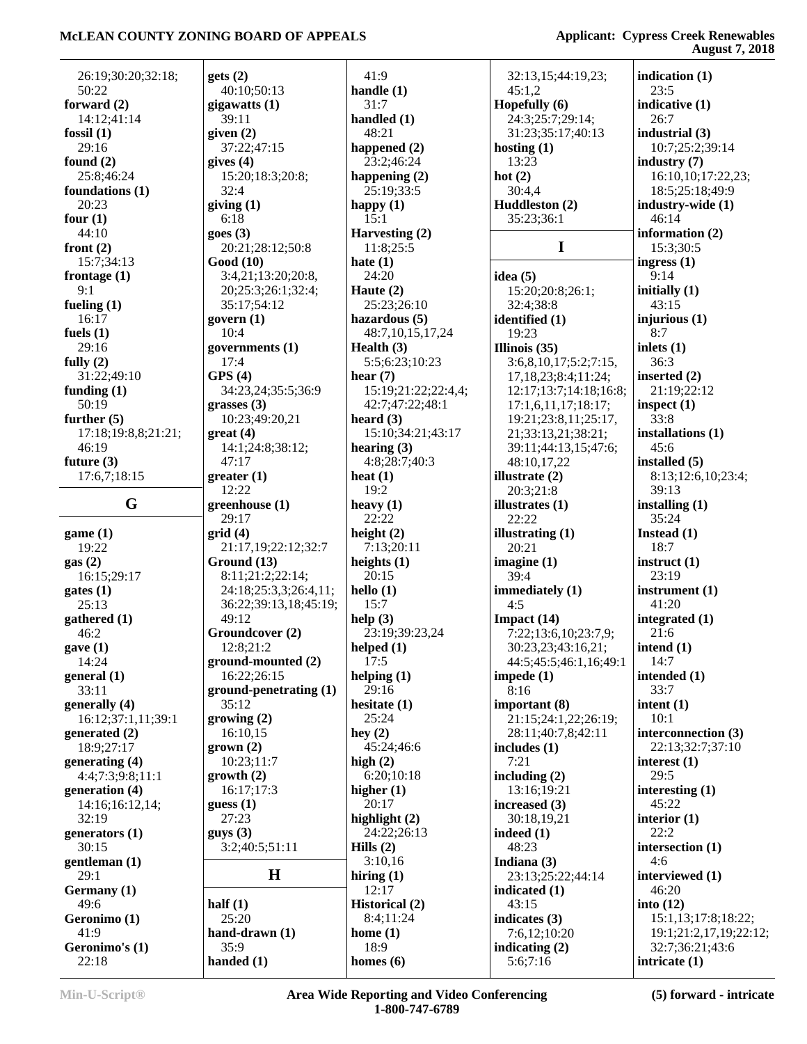26:19;30:20;32:18;
50:22
**forward (2)**
14:12;41:14
**fossil (1)**
29:16
**found (2)**
25:8;46:24
**foundations (1)**
20:23
**four (1)**
44:10
**front (2)**
15:7;34:13
**frontage (1)**
9:1
**fueling (1)**
16:17
**fuels (1)**
29:16
**fully (2)**
31:22;49:10
**funding (1)**
50:19
**further (5)**
17:18;19:8,8;21:21;
46:19
**future (3)**
17:6,7;18:15

## G

**game (1)**
19:22
**gas (2)**
16:15;29:17
**gates (1)**
25:13
**gathered (1)**
46:2
**gave (1)**
14:24
**general (1)**
33:11
**generally (4)**
16:12;37:1,11;39:1
**generated (2)**
18:9;27:17
**generating (4)**
4:4;7:3;9:8;11:1
**generation (4)**
14:16;16:12,14;
32:19
**generators (1)**
30:15
**gentleman (1)**
29:1
**Germany (1)**
49:6
**Geronimo (1)**
41:9
**Geronimo's (1)**
22:18
**gets (2)**
40:10;50:13
**gigawatts (1)**
39:11
**given (2)**
37:22;47:15
**gives (4)**
15:20;18:3;20:8;
32:4
**giving (1)**
6:18
**goes (3)**
20:21;28:12;50:8
**Good (10)**
3:4,21;13:20;20:8,
20;25:3;26:1;32:4;
35:17;54:12
**govern (1)**
10:4
**governments (1)**
17:4
**GPS (4)**
34:23,24;35:5;36:9
**grasses (3)**
10:23;49:20,21
**great (4)**
14:1;24:8;38:12;
47:17
**greater (1)**
12:22
**greenhouse (1)**
29:17
**grid (4)**
21:17,19;22:12;32:7
**Ground (13)**
8:11;21:2;22:14;
24:18;25:3,3;26:4,11;
36:22;39:13,18;45:19;
49:12
**Groundcover (2)**
12:8;21:2
**ground-mounted (2)**
16:22;26:15
**ground-penetrating (1)**
35:12
**growing (2)**
16:10,15
**grown (2)**
10:23;11:7
**growth (2)**
16:17;17:3
**guess (1)**
27:23
**guys (3)**
3:2;40:5;51:11

## H

**half (1)**
25:20
**hand-drawn (1)**
35:9
**handed (1)**
41:9
**handle (1)**
31:7
**handled (1)**
48:21
**happened (2)**
23:2;46:24
**happening (2)**
25:19;33:5
**happy (1)**
15:1
**Harvesting (2)**
11:8;25:5
**hate (1)**
24:20
**Haute (2)**
25:23;26:10
**hazardous (5)**
48:7,10,15,17,24
**Health (3)**
5:5;6:23;10:23
**hear (7)**
15:19;21:22;22:4,4;
42:7;47:22;48:1
**heard (3)**
15:10;34:21;43:17
**hearing (3)**
4:8;28:7;40:3
**heat (1)**
19:2
**heavy (1)**
22:22
**height (2)**
7:13;20:11
**heights (1)**
20:15
**hello (1)**
15:7
**help (3)**
23:19;39:23,24
**helped (1)**
17:5
**helping (1)**
29:16
**hesitate (1)**
25:24
**hey (2)**
45:24;46:6
**high (2)**
6:20;10:18
**higher (1)**
20:17
**highlight (2)**
24:22;26:13
**Hills (2)**
3:10,16
**hiring (1)**
12:17
**Historical (2)**
8:4;11:24
**home (1)**
18:9
**homes (6)**
32:13,15;44:19,23;
45:1,2
**Hopefully (6)**
24:3;25:7;29:14;
31:23;35:17;40:13
**hosting (1)**
13:23
**hot (2)**
30:4,4
**Huddleston (2)**
35:23;36:1

## I

**idea (5)**
15:20;20:8;26:1;
32:4;38:8
**identified (1)**
19:23
**Illinois (35)**
3:6,8,10,17;5:2;7:15,
17,18,23;8:4;11:24;
12:17;13:7;14:18;16:8;
17:1,6,11,17;18:17;
19:21;23:8,11;25:17,
21;33:13,21;38:21;
39:11;44:13,15;47:6;
48:10,17,22
**illustrate (2)**
20:3;21:8
**illustrates (1)**
22:22
**illustrating (1)**
20:21
**imagine (1)**
39:4
**immediately (1)**
4:5
**Impact (14)**
7:22;13:6,10;23:7,9;
30:23,23;43:16,21;
44:5;45:5;46:1,16;49:1
**impede (1)**
8:16
**important (8)**
21:15;24:1,22;26:19;
28:11;40:7,8;42:11
**includes (1)**
7:21
**including (2)**
13:16;19:21
**increased (3)**
30:18,19,21
**indeed (1)**
48:23
**Indiana (3)**
23:13;25:22;44:14
**indicated (1)**
43:15
**indicates (3)**
7:6,12;10:20
**indicating (2)**
5:6;7:16
**indication (1)**
23:5
**indicative (1)**
26:7
**industrial (3)**
10:7;25:2;39:14
**industry (7)**
16:10,10;17:22,23;
18:5;25:18;49:9
**industry-wide (1)**
46:14
**information (2)**
15:3;30:5
**ingress (1)**
9:14
**initially (1)**
43:15
**injurious (1)**
8:7
**inlets (1)**
36:3
**inserted (2)**
21:19;22:12
**inspect (1)**
33:8
**installations (1)**
45:6
**installed (5)**
8:13;12:6,10;23:4;
39:13
**installing (1)**
35:24
**Instead (1)**
18:7
**instruct (1)**
23:19
**instrument (1)**
41:20
**integrated (1)**
21:6
**intend (1)**
14:7
**intended (1)**
33:7
**intent (1)**
10:1
**interconnection (3)**
22:13;32:7;37:10
**interest (1)**
29:5
**interesting (1)**
45:22
**interior (1)**
22:2
**intersection (1)**
4:6
**interviewed (1)**
46:20
**into (12)**
15:1,13;17:8;18:22;
19:1;21:2,17,19;22:12;
32:7;36:21;43:6
**intricate (1)**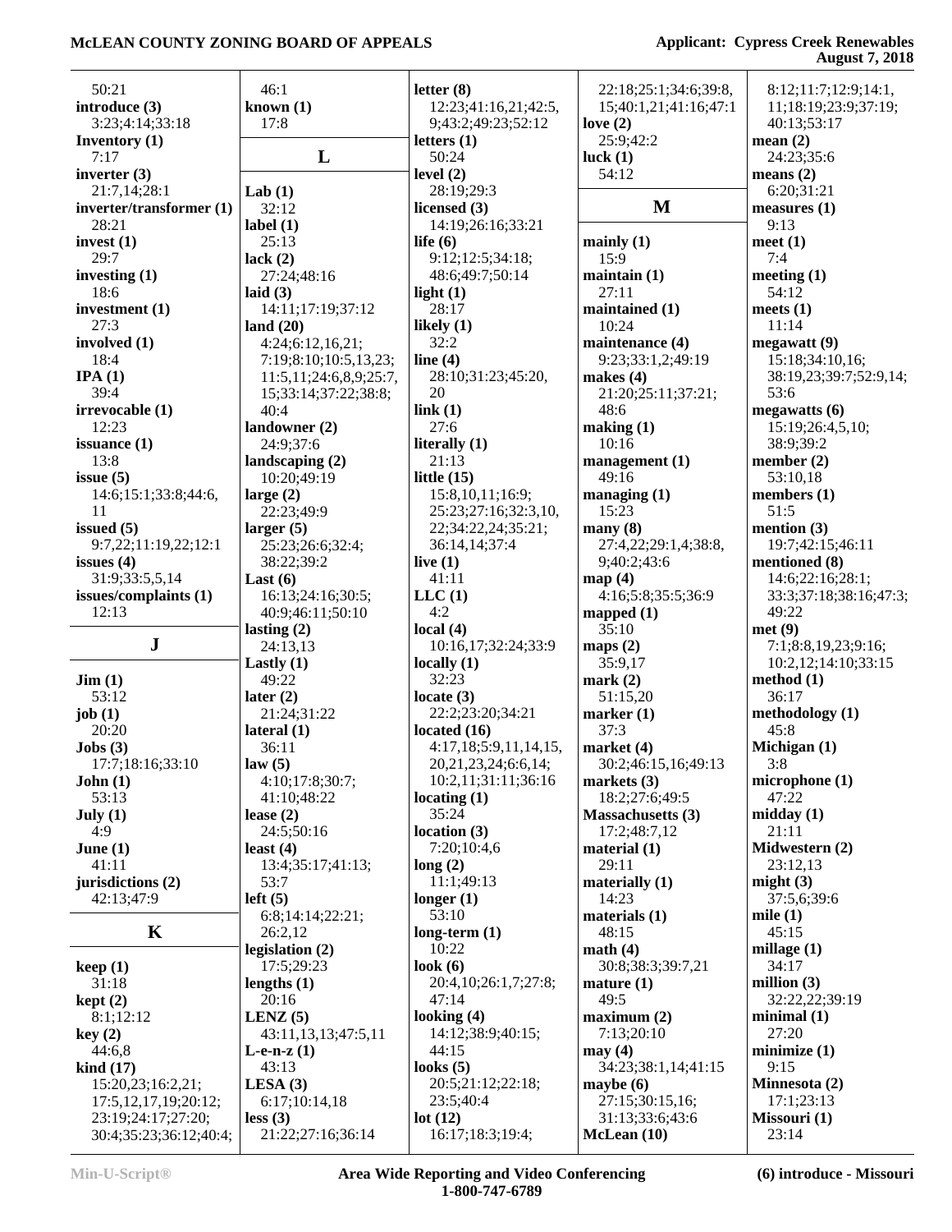50:21
**introduce (3)**
3:23;4:14;33:18
**Inventory (1)**
7:17
**inverter (3)**
21:7,14;28:1
**inverter/transformer (1)**
28:21
**invest (1)**
29:7
**investing (1)**
18:6
**investment (1)**
27:3
**involved (1)**
18:4
**IPA (1)**
39:4
**irrevocable (1)**
12:23
**issuance (1)**
13:8
**issue (5)**
14:6;15:1;33:8;44:6,11
**issued (5)**
9:7,22;11:19,22;12:1
**issues (4)**
31:9;33:5,5,14
**issues/complaints (1)**
12:13

## J

**Jim (1)**
53:12
**job (1)**
20:20
**Jobs (3)**
17:7;18:16;33:10
**John (1)**
53:13
**July (1)**
4:9
**June (1)**
41:11
**jurisdictions (2)**
42:13;47:9

## K

**keep (1)**
31:18
**kept (2)**
8:1;12:12
**key (2)**
44:6,8
**kind (17)**
15:20,23;16:2,21;17:5,12,17,19;20:12;23:19;24:17;27:20;30:4;35:23;36:12;40:4;46:1
**known (1)**
17:8

## L

**Lab (1)**
32:12
**label (1)**
25:13
**lack (2)**
27:24;48:16
**laid (3)**
14:11;17:19;37:12
**land (20)**
4:24;6:12,16,21;7:19;8:10;10:5,13,23;11:5,11;24:6,8,9;25:7,15;33:14;37:22;38:8;40:4
**landowner (2)**
24:9;37:6
**landscaping (2)**
10:20;49:19
**large (2)**
22:23;49:9
**larger (5)**
25:23;26:6;32:4;38:22;39:2
**Last (6)**
16:13;24:16;30:5;40:9;46:11;50:10
**lasting (2)**
24:13,13
**Lastly (1)**
49:22
**later (2)**
21:24;31:22
**lateral (1)**
36:11
**law (5)**
4:10;17:8;30:7;41:10;48:22
**lease (2)**
24:5;50:16
**least (4)**
13:4;35:17;41:13;53:7
**left (5)**
6:8;14:14;22:21;26:2,12
**legislation (2)**
17:5;29:23
**lengths (1)**
20:16
**LENZ (5)**
43:11,13,13;47:5,11
**L-e-n-z (1)**
43:13
**LESA (3)**
6:17;10:14,18
**less (3)**
21:22;27:16;36:14
**letter (8)**
12:23;41:16,21;42:5,9;43:2;49:23;52:12
**letters (1)**
50:24
**level (2)**
28:19;29:3
**licensed (3)**
14:19;26:16;33:21
**life (6)**
9:12;12:5;34:18;48:6;49:7;50:14
**light (1)**
28:17
**likely (1)**
32:2
**line (4)**
28:10;31:23;45:20,20
**link (1)**
27:6
**literally (1)**
21:13
**little (15)**
15:8,10,11;16:9;25:23;27:16;32:3,10,22;34:22,24;35:21;36:14,14;37:4
**live (1)**
41:11
**LLC (1)**
4:2
**local (4)**
10:16,17;32:24;33:9
**locally (1)**
32:23
**locate (3)**
22:2;23:20;34:21
**located (16)**
4:17,18;5:9,11,14,15,20,21,23,24;6:6,14;10:2,11;31:11;36:16
**locating (1)**
35:24
**location (3)**
7:20;10:4,6
**long (2)**
11:1;49:13
**longer (1)**
53:10
**long-term (1)**
10:22
**look (6)**
20:4,10;26:1,7;27:8;47:14
**looking (4)**
14:12;38:9;40:15;44:15
**looks (5)**
20:5;21:12;22:18;23:5;40:4
**lot (12)**
16:17;18:3;19:4;22:18;25:1;34:6;39:8,15;40:1,21;41:16;47:1
**love (2)**
25:9;42:2
**luck (1)**
54:12

## M

**mainly (1)**
15:9
**maintain (1)**
27:11
**maintained (1)**
10:24
**maintenance (4)**
9:23;33:1,2;49:19
**makes (4)**
21:20;25:11;37:21;48:6
**making (1)**
10:16
**management (1)**
49:16
**managing (1)**
15:23
**many (8)**
27:4,22;29:1,4;38:8,9;40:2;43:6
**map (4)**
4:16;5:8;35:5;36:9
**mapped (1)**
35:10
**maps (2)**
35:9,17
**mark (2)**
51:15,20
**marker (1)**
37:3
**market (4)**
30:2;46:15,16;49:13
**markets (3)**
18:2;27:6;49:5
**Massachusetts (3)**
17:2;48:7,12
**material (1)**
29:11
**materially (1)**
14:23
**materials (1)**
48:15
**math (4)**
30:8;38:3;39:7,21
**mature (1)**
49:5
**maximum (2)**
7:13;20:10
**may (4)**
34:23;38:1,14;41:15
**maybe (6)**
27:15;30:15,16;31:13;33:6;43:6
**McLean (10)**
8:12;11:7;12:9;14:1,11;18:19;23:9;37:19;40:13;53:17
**mean (2)**
24:23;35:6
**means (2)**
6:20;31:21
**measures (1)**
9:13
**meet (1)**
7:4
**meeting (1)**
54:12
**meets (1)**
11:14
**megawatt (9)**
15:18;34:10,16;38:19,23;39:7;52:9,14;53:6
**megawatts (6)**
15:19;26:4,5,10;38:9;39:2
**member (2)**
53:10,18
**members (1)**
51:5
**mention (3)**
19:7;42:15;46:11
**mentioned (8)**
14:6;22:16;28:1;33:3;37:18;38:16;47:3;49:22
**met (9)**
7:1;8:8,19,23;9:16;10:2,12;14:10;33:15
**method (1)**
36:17
**methodology (1)**
45:8
**Michigan (1)**
3:8
**microphone (1)**
47:22
**midday (1)**
21:11
**Midwestern (2)**
23:12,13
**might (3)**
37:5,6;39:6
**mile (1)**
45:15
**millage (1)**
34:17
**million (3)**
32:22,22;39:19
**minimal (1)**
27:20
**minimize (1)**
9:15
**Minnesota (2)**
17:1;23:13
**Missouri (1)**
23:14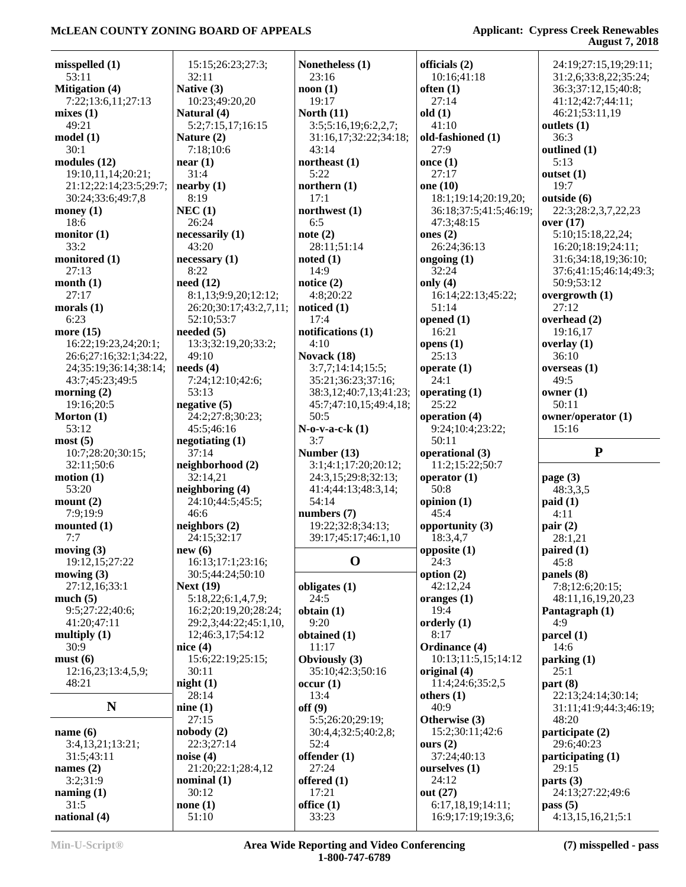**misspelled (1)**
53:11
**Mitigation (4)**
7:22;13:6,11;27:13
**mixes (1)**
49:21
**model (1)**
30:1
**modules (12)**
19:10,11,14;20:21;
21:12;22:14;23:5;29:7;
30:24;33:6;49:7,8
**money (1)**
18:6
**monitor (1)**
33:2
**monitored (1)**
27:13
**month (1)**
27:17
**morals (1)**
6:23
**more (15)**
16:22;19:23,24;20:1;
26:6;27:16;32:1;34:22,
24;35:19;36:14;38:14;
43:7;45:23;49:5
**morning (2)**
19:16;20:5
**Morton (1)**
53:12
**most (5)**
10:7;28:20;30:15;
32:11;50:6
**motion (1)**
53:20
**mount (2)**
7:9;19:9
**mounted (1)**
7:7
**moving (3)**
19:12,15;27:22
**mowing (3)**
27:12,16;33:1
**much (5)**
9:5;27:22;40:6;
41:20;47:11
**multiply (1)**
30:9
**must (6)**
12:16,23;13:4,5,9;
48:21

## N

**name (6)**
3:4,13,21;13:21;
31:5;43:11
**names (2)**
3:2;31:9
**naming (1)**
31:5
**national (4)**
15:15;26:23;27:3;
32:11
**Native (3)**
10:23;49:20,20
**Natural (4)**
5:2;7:15,17;16:15
**Nature (2)**
7:18;10:6
**near (1)**
31:4
**nearby (1)**
8:19
**NEC (1)**
26:24
**necessarily (1)**
43:20
**necessary (1)**
8:22
**need (12)**
8:1,13;9:9,20;12:12;
26:20;30:17;43:2,7,11;
52:10;53:7
**needed (5)**
13:3;32:19,20;33:2;
49:10
**needs (4)**
7:24;12:10;42:6;
53:13
**negative (5)**
24:2;27:8;30:23;
45:5;46:16
**negotiating (1)**
37:14
**neighborhood (2)**
32:14,21
**neighboring (4)**
24:10;44:5;45:5;
46:6
**neighbors (2)**
24:15;32:17
**new (6)**
16:13;17:1;23:16;
30:5;44:24;50:10
**Next (19)**
5:18,22;6:1,4,7,9;
16:2;20:19,20;28:24;
29:2,3;44:22;45:1,10,
12;46:3,17;54:12
**nice (4)**
15:6;22:19;25:15;
30:11
**night (1)**
28:14
**nine (1)**
27:15
**nobody (2)**
22:3;27:14
**noise (4)**
21:20;22:1;28:4,12
**nominal (1)**
30:12
**none (1)**
51:10
**Nonetheless (1)**
23:16
**noon (1)**
19:17
**North (11)**
3:5;5:16,19;6:2,2,7;
31:16,17;32:22;34:18;
43:14
**northeast (1)**
5:22
**northern (1)**
17:1
**northwest (1)**
6:5
**note (2)**
28:11;51:14
**noted (1)**
14:9
**notice (2)**
4:8;20:22
**noticed (1)**
17:4
**notifications (1)**
4:10
**Novack (18)**
3:7,7;14:14;15:5;
35:21;36:23;37:16;
38:3,12;40:7,13;41:23;
45:7;47:10,15;49:4,18;
50:5
**N-o-v-a-c-k (1)**
3:7
**Number (13)**
3:1;4:1;17:20;20:12;
24:3,15;29:8;32:13;
41:4;44:13;48:3,14;
54:14
**numbers (7)**
19:22;32:8;34:13;
39:17;45:17;46:1,10

## O

**obligates (1)**
24:5
**obtain (1)**
9:20
**obtained (1)**
11:17
**Obviously (3)**
35:10;42:3;50:16
**occur (1)**
13:4
**off (9)**
5:5;26:20;29:19;
30:4,4;32:5;40:2,8;
52:4
**offender (1)**
27:24
**offered (1)**
17:21
**office (1)**
33:23
**officials (2)**
10:16;41:18
**often (1)**
27:14
**old (1)**
41:10
**old-fashioned (1)**
27:9
**once (1)**
27:17
**one (10)**
18:1;19:14;20:19,20;
36:18;37:5;41:5;46:19;
47:3;48:15
**ones (2)**
26:24;36:13
**ongoing (1)**
32:24
**only (4)**
16:14;22:13;45:22;
51:14
**opened (1)**
16:21
**opens (1)**
25:13
**operate (1)**
24:1
**operating (1)**
25:22
**operation (4)**
9:24;10:4;23:22;
50:11
**operational (3)**
11:2;15:22;50:7
**operator (1)**
50:8
**opinion (1)**
45:4
**opportunity (3)**
18:3,4,7
**opposite (1)**
24:3
**option (2)**
42:12,24
**oranges (1)**
19:4
**orderly (1)**
8:17
**Ordinance (4)**
10:13;11:5,15;14:12
**original (4)**
11:4;24:6;35:2,5
**others (1)**
40:9
**Otherwise (3)**
15:2;30:11;42:6
**ours (2)**
37:24;40:13
**ourselves (1)**
24:12
**out (27)**
6:17,18,19;14:11;
16:9;17:19;19:3,6;
24:19;27:15,19;29:11;
31:2,6;33:8,22;35:24;
36:3;37:12,15;40:8;
41:12;42:7;44:11;
46:21;53:11,19
**outlets (1)**
36:3
**outlined (1)**
5:13
**outset (1)**
19:7
**outside (6)**
22:3;28:2,3,7,22,23
**over (17)**
5:10;15:18,22,24;
16:20;18:19;24:11;
31:6;34:18,19;36:10;
37:6;41:15;46:14;49:3;
50:9;53:12
**overgrowth (1)**
27:12
**overhead (2)**
19:16,17
**overlay (1)**
36:10
**overseas (1)**
49:5
**owner (1)**
50:11
**owner/operator (1)**
15:16

## P

**page (3)**
48:3,3,5
**paid (1)**
4:11
**pair (2)**
28:1,21
**paired (1)**
45:8
**panels (8)**
7:8;12:6;20:15;
48:11,16,19,20,23
**Pantagraph (1)**
4:9
**parcel (1)**
14:6
**parking (1)**
25:1
**part (8)**
22:13;24:14;30:14;
31:11;41:9;44:3;46:19;
48:20
**participate (2)**
29:6;40:23
**participating (1)**
29:15
**parts (3)**
24:13;27:22;49:6
**pass (5)**
4:13,15,16,21;5:1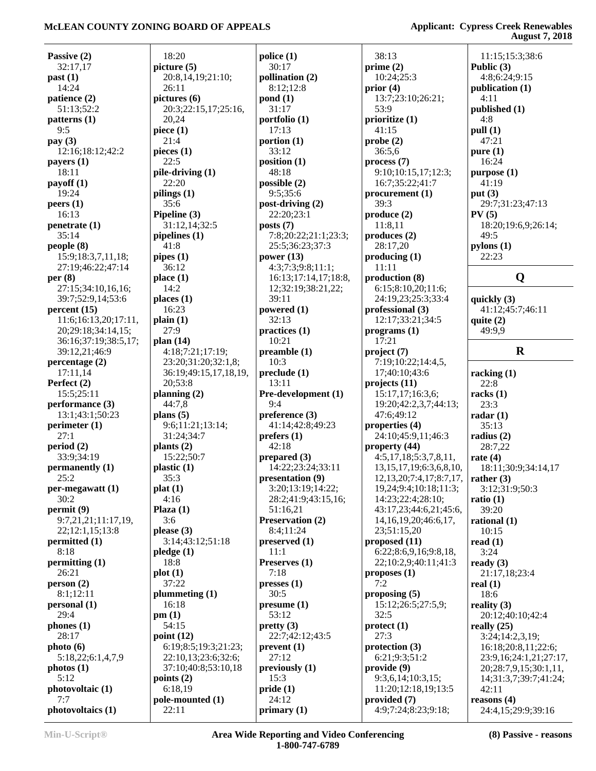**Passive (2)**
32:17,17
**past (1)**
14:24
**patience (2)**
51:13;52:2
**patterns (1)**
9:5
**pay (3)**
12:16;18:12;42:2
**payers (1)**
18:11
**payoff (1)**
19:24
**peers (1)**
16:13
**penetrate (1)**
35:14
**people (8)**
15:9;18:3,7,11,18;
27:19;46:22;47:14
**per (8)**
27:15;34:10,16,16;
39:7;52:9,14;53:6
**percent (15)**
11:6;16:13,20;17:11,
20;29:18;34:14,15;
36:16;37:19;38:5,17;
39:12,21;46:9
**percentage (2)**
17:11,14
**Perfect (2)**
15:5;25:11
**performance (3)**
13:1;43:1;50:23
**perimeter (1)**
27:1
**period (2)**
33:9;34:19
**permanently (1)**
25:2
**per-megawatt (1)**
30:2
**permit (9)**
9:7,21,21;11:17,19,
22;12:1,15;13:8
**permitted (1)**
8:18
**permitting (1)**
26:21
**person (2)**
8:1;12:11
**personal (1)**
29:4
**phones (1)**
28:17
**photo (6)**
5:18,22;6:1,4,7,9
**photos (1)**
5:12
**photovoltaic (1)**
7:7
**photovoltaics (1)**
18:20
**picture (5)**
20:8,14,19;21:10;
26:11
**pictures (6)**
20:3;22:15,17;25:16,
20,24
**piece (1)**
21:4
**pieces (1)**
22:5
**pile-driving (1)**
22:20
**pilings (1)**
35:6
**Pipeline (3)**
31:12,14;32:5
**pipelines (1)**
41:8
**pipes (1)**
36:12
**place (1)**
14:2
**places (1)**
16:23
**plain (1)**
27:9
**plan (14)**
4:18;7:21;17:19;
23:20;31:20;32:1,8;
36:19;49:15,17,18,19,
20;53:8
**planning (2)**
44:7,8
**plans (5)**
9:6;11:21;13:14;
31:24;34:7
**plants (2)**
15:22;50:7
**plastic (1)**
35:3
**plat (1)**
4:16
**Plaza (1)**
3:6
**please (3)**
3:14;43:12;51:18
**pledge (1)**
18:8
**plot (1)**
37:22
**plummeting (1)**
16:18
**pm (1)**
54:15
**point (12)**
6:19;8:5;19:3;21:23;
22:10,13;23:6;32:6;
37:10;40:8;53:10,18
**points (2)**
6:18,19
**pole-mounted (1)**
22:11
**police (1)**
30:17
**pollination (2)**
8:12;12:8
**pond (1)**
31:17
**portfolio (1)**
17:13
**portion (1)**
33:12
**position (1)**
48:18
**possible (2)**
9:5;35:6
**post-driving (2)**
22:20;23:1
**posts (7)**
7:8;20:22;21:1;23:3;
25:5;36:23;37:3
**power (13)**
4:3;7:3;9:8;11:1;
16:13;17:14,17;18:8,
12;32:19;38:21,22;
39:11
**powered (1)**
32:13
**practices (1)**
10:21
**preamble (1)**
10:3
**preclude (1)**
13:11
**Pre-development (1)**
9:4
**preference (3)**
41:14;42:8;49:23
**prefers (1)**
42:18
**prepared (3)**
14:22;23:24;33:11
**presentation (9)**
3:20;13:19;14:22;
28:2;41:9;43:15,16;
51:16,21
**Preservation (2)**
8:4;11:24
**preserved (1)**
11:1
**Preserves (1)**
7:18
**presses (1)**
30:5
**presume (1)**
53:12
**pretty (3)**
22:7;42:12;43:5
**prevent (1)**
27:12
**previously (1)**
15:3
**pride (1)**
24:12
**primary (1)**
38:13
**prime (2)**
10:24;25:3
**prior (4)**
13:7;23:10;26:21;
53:9
**prioritize (1)**
41:15
**probe (2)**
36:5,6
**process (7)**
9:10;10:15,17;12:3;
16:7;35:22;41:7
**procurement (1)**
39:3
**produce (2)**
11:8,11
**produces (2)**
28:17,20
**producing (1)**
11:11
**production (8)**
6:15;8:10,20;11:6;
24:19,23;25:3;33:4
**professional (3)**
12:17;33:21;34:5
**programs (1)**
17:21
**project (7)**
7:19;10:22;14:4,5,
17;40:10;43:6
**projects (11)**
15:17,17;16:3,6;
19:20;42:2,3,7;44:13;
47:6;49:12
**properties (4)**
24:10;45:9,11;46:3
**property (44)**
4:5,17,18;5:3,7,8,11,
13,15,17,19;6:3,6,8,10,
12,13,20;7:4,17;8:7,17,
19,24;9:4;10:18;11:3;
14:23;22:4;28:10;
43:17,23;44:6,21;45:6,
14,16,19,20;46:6,17,
23;51:15,20
**proposed (11)**
6:22;8:6,9,16;9:8,18,
22;10:2,9;40:11;41:3
**proposes (1)**
7:2
**proposing (5)**
15:12;26:5;27:5,9;
32:5
**protect (1)**
27:3
**protection (3)**
6:21;9:3;51:2
**provide (9)**
9:3,6,14;10:3,15;
11:20;12:18,19;13:5
**provided (7)**
4:9;7:24;8:23;9:18;
11:15;15:3;38:6
**Public (3)**
4:8;6:24;9:15
**publication (1)**
4:11
**published (1)**
4:8
**pull (1)**
47:21
**pure (1)**
16:24
**purpose (1)**
41:19
**put (3)**
29:7;31:23;47:13
**PV (5)**
18:20;19:6,9;26:14;
49:5
**pylons (1)**
22:23

## Q

**quickly (3)**
41:12;45:7;46:11
**quite (2)**
49:9,9

## R

**racking (1)**
22:8
**racks (1)**
23:3
**radar (1)**
35:13
**radius (2)**
28:7,22
**rate (4)**
18:11;30:9;34:14,17
**rather (3)**
3:12;31:9;50:3
**ratio (1)**
39:20
**rational (1)**
10:15
**read (1)**
3:24
**ready (3)**
21:17,18;23:4
**real (1)**
18:6
**reality (3)**
20:12;40:10;42:4
**really (25)**
3:24;14:2,3,19;
16:18;20:8,11;22:6;
23:9,16;24:1,21;27:17,
20;28:7,9,15;30:1,11,
14;31:3,7;39:7;41:24;
42:11
**reasons (4)**
24:4,15;29:9;39:16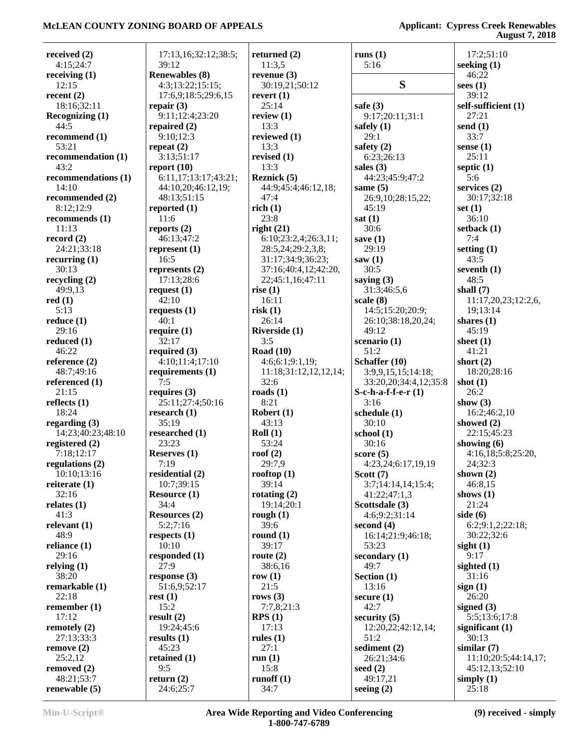**received (2)**
4:15;24:7
**receiving (1)**
12:15
**recent (2)**
18:16;32:11
**Recognizing (1)**
44:5
**recommend (1)**
53:21
**recommendation (1)**
43:2
**recommendations (1)**
14:10
**recommended (2)**
8:12;12:9
**recommends (1)**
11:13
**record (2)**
24:21;33:18
**recurring (1)**
30:13
**recycling (2)**
49:9,13
**red (1)**
5:13
**reduce (1)**
29:16
**reduced (1)**
46:22
**reference (2)**
48:7;49:16
**referenced (1)**
21:15
**reflects (1)**
18:24
**regarding (3)**
14:23;40:23;48:10
**registered (2)**
7:18;12:17
**regulations (2)**
10:10;13:16
**reiterate (1)**
32:16
**relates (1)**
41:3
**relevant (1)**
48:9
**reliance (1)**
29:16
**relying (1)**
38:20
**remarkable (1)**
22:18
**remember (1)**
17:12
**remotely (2)**
27:13;33:3
**remove (2)**
25:2,12
**removed (2)**
48:21;53:7
**renewable (5)**
17:13,16;32:12;38:5;
39:12
**Renewables (8)**
4:3;13:22;15:15;
17:6,9;18:5;29:6,15
**repair (3)**
9:11;12:4;23:20
**repaired (2)**
9:10;12:3
**repeat (2)**
3:13;51:17
**report (10)**
6:11,17;13:17;43:21;
44:10,20;46:12,19;
48:13;51:15
**reported (1)**
11:6
**reports (2)**
46:13;47:2
**represent (1)**
16:5
**represents (2)**
17:13;28:6
**request (1)**
42:10
**requests (1)**
40:1
**require (1)**
32:17
**required (3)**
4:10;11:4;17:10
**requirements (1)**
7:5
**requires (3)**
25:11;27:4;50:16
**research (1)**
35:19
**researched (1)**
23:23
**Reserves (1)**
7:19
**residential (2)**
10:7;39:15
**Resource (1)**
34:4
**Resources (2)**
5:2;7:16
**respects (1)**
10:10
**responded (1)**
27:9
**response (3)**
51:6,9;52:17
**rest (1)**
15:2
**result (2)**
19:24;45:6
**results (1)**
45:23
**retained (1)**
9:5
**return (2)**
24:6;25:7
**returned (2)**
11:3,5
**revenue (3)**
30:19,21;50:12
**revert (1)**
25:14
**review (1)**
13:3
**reviewed (1)**
13:3
**revised (1)**
13:3
**Reznick (5)**
44:9;45:4;46:12,18;
47:4
**rich (1)**
23:8
**right (21)**
6:10;23:2,4;26:3,11;
28:5,24;29:2,3,8;
31:17;34:9;36:23;
37:16;40:4,12;42:20,
22;45:1,16;47:11
**rise (1)**
16:11
**risk (1)**
26:14
**Riverside (1)**
3:5
**Road (10)**
4:6;6:1;9:1,19;
11:18;31:12,12,12,14;
32:6
**roads (1)**
8:21
**Robert (1)**
43:13
**Roll (1)**
53:24
**roof (2)**
29:7,9
**rooftop (1)**
39:14
**rotating (2)**
19:14;20:1
**rough (1)**
39:6
**round (1)**
39:17
**route (2)**
38:6,16
**row (1)**
21:5
**rows (3)**
7:7,8;21:3
**RPS (1)**
17:13
**rules (1)**
27:1
**run (1)**
15:8
**runoff (1)**
34:7
**runs (1)**
5:16

## S

**safe (3)**
9:17;20:11;31:1
**safely (1)**
29:1
**safety (2)**
6:23;26:13
**sales (3)**
44:23;45:9;47:2
**same (5)**
26:9,10;28:15,22;
45:19
**sat (1)**
30:6
**save (1)**
29:19
**saw (1)**
30:5
**saying (3)**
31:3;46:5,6
**scale (8)**
14:5;15:20;20:9;
26:10;38:18,20,24;
49:12
**scenario (1)**
51:2
**Schaffer (10)**
3:9,9,15,15;14:18;
33:20,20;34:4,12;35:8
**S-c-h-a-f-f-e-r (1)**
3:16
**schedule (1)**
30:10
**school (1)**
30:16
**score (5)**
4:23,24;6:17,19,19
**Scott (7)**
3:7;14:14,14;15:4;
41:22;47:1,3
**Scottsdale (3)**
4:6;9:2;31:14
**second (4)**
16:14;21:9;46:18;
53:23
**secondary (1)**
49:7
**Section (1)**
13:16
**secure (1)**
42:7
**security (5)**
12:20,22;42:12,14;
51:2
**sediment (2)**
26:21;34:6
**seed (2)**
49:17,21
**seeing (2)**
17:2;51:10
**seeking (1)**
46:22
**sees (1)**
39:12
**self-sufficient (1)**
27:21
**send (1)**
33:7
**sense (1)**
25:11
**septic (1)**
5:6
**services (2)**
30:17;32:18
**set (1)**
36:10
**setback (1)**
7:4
**setting (1)**
43:5
**seventh (1)**
48:5
**shall (7)**
11:17,20,23;12:2,6,
19;13:14
**shares (1)**
45:19
**sheet (1)**
41:21
**short (2)**
18:20;28:16
**shot (1)**
26:2
**show (3)**
16:2;46:2,10
**showed (2)**
22:15;45:23
**showing (6)**
4:16,18;5:8;25:20,
24;32:3
**shown (2)**
46:8,15
**shows (1)**
21:24
**side (6)**
6:2;9:1,2;22:18;
30:22;32:6
**sight (1)**
9:17
**sighted (1)**
31:16
**sign (1)**
26:20
**signed (3)**
5:5;13:6;17:8
**significant (1)**
30:13
**similar (7)**
11:10;20:5;44:14,17;
45:12,13;52:10
**simply (1)**
25:18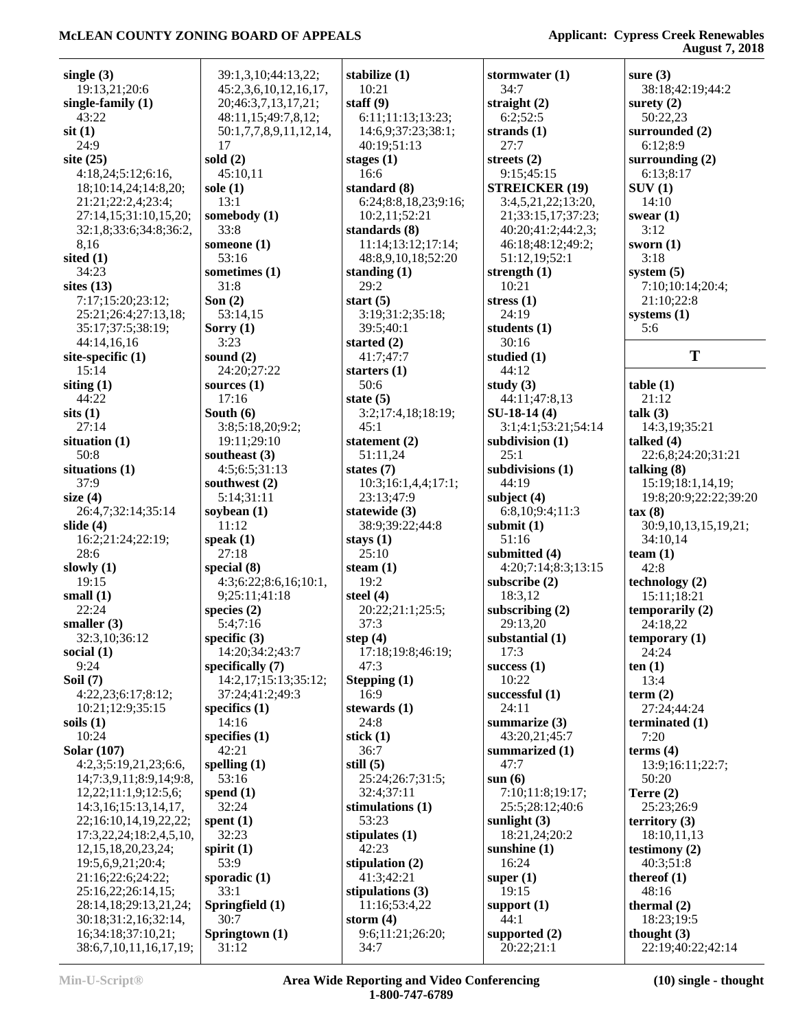**single (3)**
19:13,21;20:6
**single-family (1)**
43:22
**sit (1)**
24:9
**site (25)**
4:18,24;5:12;6:16,18;10:14,24;14:8,20;21:21;22:2,4;23:4;27:14,15;31:10,15,20;32:1,8;33:6;34:8;36:2,8,16
**sited (1)**
34:23
**sites (13)**
7:17;15:20;23:12;25:21;26:4;27:13,18;35:17;37:5;38:19;44:14,16,16
**site-specific (1)**
15:14
**siting (1)**
44:22
**sits (1)**
27:14
**situation (1)**
50:8
**situations (1)**
37:9
**size (4)**
26:4,7;32:14;35:14
**slide (4)**
16:2;21:24;22:19;28:6
**slowly (1)**
19:15
**small (1)**
22:24
**smaller (3)**
32:3,10;36:12
**social (1)**
9:24
**Soil (7)**
4:22,23;6:17;8:12;10:21;12:9;35:15
**soils (1)**
10:24
**Solar (107)**
4:2,3;5:19,21,23;6:6,14;7:3,9,11;8:9,14;9:8,12,22;11:1,9;12:5,6;14:3,16;15:13,14,17,22;16:10,14,19,22,22;17:3,22,24;18:2,4,5,10,12,15,18,20,23,24;19:5,6,9,21;20:4;21:16;22:6;24:22;25:16,22;26:14,15;28:14,18;29:13,21,24;30:18;31:2,16;32:14,16;34:18;37:10,21;38:6,7,10,11,16,17,19;39:1,3,10;44:13,22;45:2,3,6,10,12,16,17,20;46:3,7,13,17,21;48:11,15;49:7,8,12;50:1,7,7,8,9,11,12,14,17
**sold (2)**
45:10,11
**sole (1)**
13:1
**somebody (1)**
33:8
**someone (1)**
53:16
**sometimes (1)**
31:8
**Son (2)**
53:14,15
**Sorry (1)**
3:23
**sound (2)**
24:20;27:22
**sources (1)**
17:16
**South (6)**
3:8;5:18,20;9:2;19:11;29:10
**southeast (3)**
4:5;6:5;31:13
**southwest (2)**
5:14;31:11
**soybean (1)**
11:12
**speak (1)**
27:18
**special (8)**
4:3;6:22;8:6,16;10:1,9;25:11;41:18
**species (2)**
5:4;7:16
**specific (3)**
14:20;34:2;43:7
**specifically (7)**
14:2,17;15:13;35:12;37:24;41:2;49:3
**specifics (1)**
14:16
**specifies (1)**
42:21
**spelling (1)**
53:16
**spend (1)**
32:24
**spent (1)**
32:23
**spirit (1)**
53:9
**sporadic (1)**
33:1
**Springfield (1)**
30:7
**Springtown (1)**
31:12
**stabilize (1)**
10:21
**staff (9)**
6:11;11:13;13:23;14:6,9;37:23;38:1;40:19;51:13
**stages (1)**
16:6
**standard (8)**
6:24;8:8,18,23;9:16;10:2,11;52:21
**standards (8)**
11:14;13:12;17:14;48:8,9,10,18;52:20
**standing (1)**
29:2
**start (5)**
3:19;31:2;35:18;39:5;40:1
**started (2)**
41:7;47:7
**starters (1)**
50:6
**state (5)**
3:2;17:4,18;18:19;45:1
**statement (2)**
51:11,24
**states (7)**
10:3;16:1,4,4;17:1;23:13;47:9
**statewide (3)**
38:9;39:22;44:8
**stays (1)**
25:10
**steam (1)**
19:2
**steel (4)**
20:22;21:1;25:5;37:3
**step (4)**
17:18;19:8;46:19;47:3
**Stepping (1)**
16:9
**stewards (1)**
24:8
**stick (1)**
36:7
**still (5)**
25:24;26:7;31:5;32:4;37:11
**stimulations (1)**
53:23
**stipulates (1)**
42:23
**stipulation (2)**
41:3;42:21
**stipulations (3)**
11:16;53:4,22
**storm (4)**
9:6;11:21;26:20;34:7
**stormwater (1)**
34:7
**straight (2)**
6:2;52:5
**strands (1)**
27:7
**streets (2)**
9:15;45:15
**STREICKER (19)**
3:4,5,21,22;13:20,21;33:15,17;37:23;40:20;41:2;44:2,3;46:18;48:12;49:2;51:12,19;52:1
**strength (1)**
10:21
**stress (1)**
24:19
**students (1)**
30:16
**studied (1)**
44:12
**study (3)**
44:11;47:8,13
**SU-18-14 (4)**
3:1;4:1;53:21;54:14
**subdivision (1)**
25:1
**subdivisions (1)**
44:19
**subject (4)**
6:8,10;9:4;11:3
**submit (1)**
51:16
**submitted (4)**
4:20;7:14;8:3;13:15
**subscribe (2)**
18:3,12
**subscribing (2)**
29:13,20
**substantial (1)**
17:3
**success (1)**
10:22
**successful (1)**
24:11
**summarize (3)**
43:20,21;45:7
**summarized (1)**
47:7
**sun (6)**
7:10;11:8;19:17;25:5;28:12;40:6
**sunlight (3)**
18:21,24;20:2
**sunshine (1)**
16:24
**super (1)**
19:15
**support (1)**
44:1
**supported (2)**
20:22;21:1
**sure (3)**
38:18;42:19;44:2
**surety (2)**
50:22,23
**surrounded (2)**
6:12;8:9
**surrounding (2)**
6:13;8:17
**SUV (1)**
14:10
**swear (1)**
3:12
**sworn (1)**
3:18
**system (5)**
7:10;10:14;20:4;21:10;22:8
**systems (1)**
5:6

## T

**table (1)**
21:12
**talk (3)**
14:3,19;35:21
**talked (4)**
22:6,8;24:20;31:21
**talking (8)**
15:19;18:1,14,19;19:8;20:9;22:22;39:20
**tax (8)**
30:9,10,13,15,19,21;34:10,14
**team (1)**
42:8
**technology (2)**
15:11;18:21
**temporarily (2)**
24:18,22
**temporary (1)**
24:24
**ten (1)**
13:4
**term (2)**
27:24;44:24
**terminated (1)**
7:20
**terms (4)**
13:9;16:11;22:7;50:20
**Terre (2)**
25:23;26:9
**territory (3)**
18:10,11,13
**testimony (2)**
40:3;51:8
**thereof (1)**
48:16
**thermal (2)**
18:23;19:5
**thought (3)**
22:19;40:22;42:14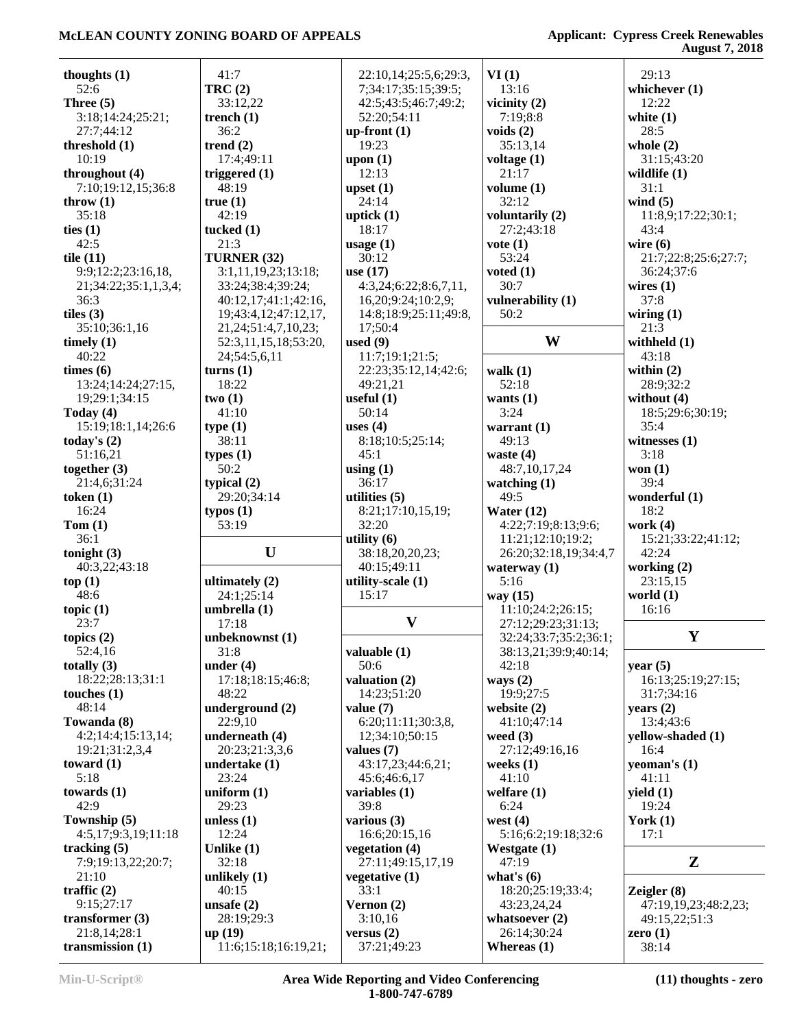**thoughts (1)**
52:6
**Three (5)**
3:18;14:24;25:21;
27:7;44:12
**threshold (1)**
10:19
**throughout (4)**
7:10;19:12,15;36:8
**throw (1)**
35:18
**ties (1)**
42:5
**tile (11)**
9:9;12:2;23:16,18,
21;34:22;35:1,1,3,4;
36:3
**tiles (3)**
35:10;36:1,16
**timely (1)**
40:22
**times (6)**
13:24;14:24;27:15,
19;29:1;34:15
**Today (4)**
15:19;18:1,14;26:6
**today's (2)**
51:16,21
**together (3)**
21:4,6;31:24
**token (1)**
16:24
**Tom (1)**
36:1
**tonight (3)**
40:3,22;43:18
**top (1)**
48:6
**topic (1)**
23:7
**topics (2)**
52:4,16
**totally (3)**
18:22;28:13;31:1
**touches (1)**
48:14
**Towanda (8)**
4:2;14:4;15:13,14;
19:21;31:2,3,4
**toward (1)**
5:18
**towards (1)**
42:9
**Township (5)**
4:5,17;9:3,19;11:18
**tracking (5)**
7:9;19:13,22;20:7;
21:10
**traffic (2)**
9:15;27:17
**transformer (3)**
21:8,14;28:1
**transmission (1)**
41:7
**TRC (2)**
33:12,22
**trench (1)**
36:2
**trend (2)**
17:4;49:11
**triggered (1)**
48:19
**true (1)**
42:19
**tucked (1)**
21:3
**TURNER (32)**
3:1,11,19,23;13:18;
33:24;38:4;39:24;
40:12,17;41:1;42:16,
19;43:4,12;47:12,17,
21,24;51:4,7,10,23;
52:3,11,15,18;53:20,
24;54:5,6,11
**turns (1)**
18:22
**two (1)**
41:10
**type (1)**
38:11
**types (1)**
50:2
**typical (2)**
29:20;34:14
**typos (1)**
53:19

## U

**ultimately (2)**
24:1;25:14
**umbrella (1)**
17:18
**unbeknownst (1)**
31:8
**under (4)**
17:18;18:15;46:8;
48:22
**underground (2)**
22:9,10
**underneath (4)**
20:23;21:3,3,6
**undertake (1)**
23:24
**uniform (1)**
29:23
**unless (1)**
12:24
**Unlike (1)**
32:18
**unlikely (1)**
40:15
**unsafe (2)**
28:19;29:3
**up (19)**
11:6;15:18;16:19,21;
22:10,14;25:5,6;29:3,
7;34:17;35:15;39:5;
42:5;43:5;46:7;49:2;
52:20;54:11
**up-front (1)**
19:23
**upon (1)**
12:13
**upset (1)**
24:14
**uptick (1)**
18:17
**usage (1)**
30:12
**use (17)**
4:3,24;6:22;8:6,7,11,
16,20;9:24;10:2,9;
14:8;18:9;25:11;49:8,
17;50:4
**used (9)**
11:7;19:1;21:5;
22:23;35:12,14;42:6;
49:21,21
**useful (1)**
50:14
**uses (4)**
8:18;10:5;25:14;
45:1
**using (1)**
36:17
**utilities (5)**
8:21;17:10,15,19;
32:20
**utility (6)**
38:18,20,20,23;
40:15;49:11
**utility-scale (1)**
15:17

## V

**valuable (1)**
50:6
**valuation (2)**
14:23;51:20
**value (7)**
6:20;11:11;30:3,8,
12;34:10;50:15
**values (7)**
43:17,23;44:6,21;
45:6;46:6,17
**variables (1)**
39:8
**various (3)**
16:6;20:15,16
**vegetation (4)**
27:11;49:15,17,19
**vegetative (1)**
33:1
**Vernon (2)**
3:10,16
**versus (2)**
37:21;49:23
**VI (1)**
13:16
**vicinity (2)**
7:19;8:8
**voids (2)**
35:13,14
**voltage (1)**
21:17
**volume (1)**
32:12
**voluntarily (2)**
27:2;43:18
**vote (1)**
53:24
**voted (1)**
30:7
**vulnerability (1)**
50:2

## W

**walk (1)**
52:18
**wants (1)**
3:24
**warrant (1)**
49:13
**waste (4)**
48:7,10,17,24
**watching (1)**
49:5
**Water (12)**
4:22;7:19;8:13;9:6;
11:21;12:10;19:2;
26:20;32:18,19;34:4,7
**waterway (1)**
5:16
**way (15)**
11:10;24:2;26:15;
27:12;29:23;31:13;
32:24;33:7;35:2;36:1;
38:13,21;39:9;40:14;
42:18
**ways (2)**
19:9;27:5
**website (2)**
41:10;47:14
**weed (3)**
27:12;49:16,16
**weeks (1)**
41:10
**welfare (1)**
6:24
**west (4)**
5:16;6:2;19:18;32:6
**Westgate (1)**
47:19
**what's (6)**
18:20;25:19;33:4;
43:23,24,24
**whatsoever (2)**
26:14;30:24
**Whereas (1)**
29:13
**whichever (1)**
12:22
**white (1)**
28:5
**whole (2)**
31:15;43:20
**wildlife (1)**
31:1
**wind (5)**
11:8,9;17:22;30:1;
43:4
**wire (6)**
21:7;22:8;25:6;27:7;
36:24;37:6
**wires (1)**
37:8
**wiring (1)**
21:3
**withheld (1)**
43:18
**within (2)**
28:9;32:2
**without (4)**
18:5;29:6;30:19;
35:4
**witnesses (1)**
3:18
**won (1)**
39:4
**wonderful (1)**
18:2
**work (4)**
15:21;33:22;41:12;
42:24
**working (2)**
23:15,15
**world (1)**
16:16

## Y

**year (5)**
16:13;25:19;27:15;
31:7;34:16
**years (2)**
13:4;43:6
**yellow-shaded (1)**
16:4
**yeoman's (1)**
41:11
**yield (1)**
19:24
**York (1)**
17:1

## Z

**Zeigler (8)**
47:19,19,23;48:2,23;
49:15,22;51:3
**zero (1)**
38:14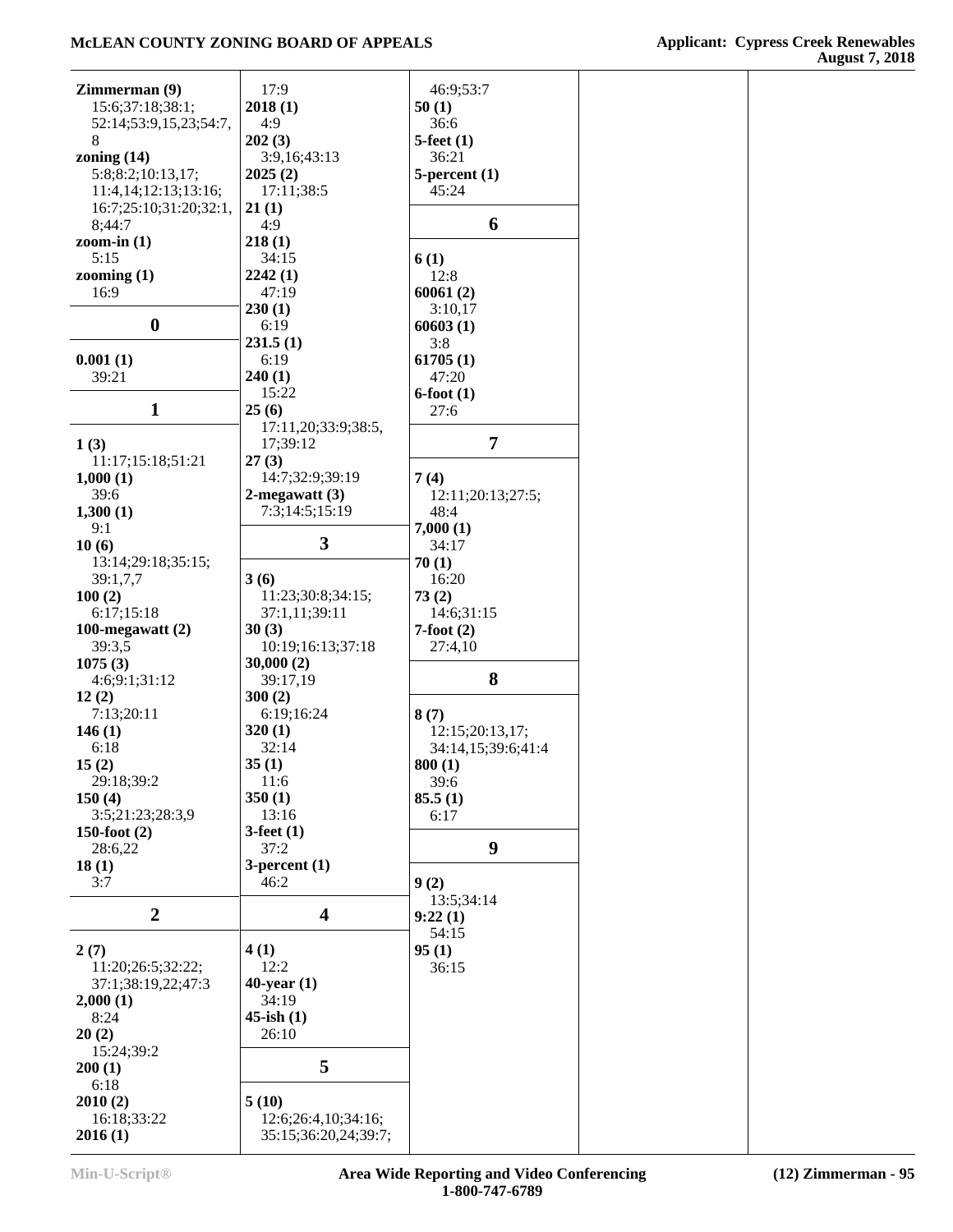**Zimmerman (9)**
15:6;37:18;38:1;
52:14;53:9,15,23;54:7,
8
**zoning (14)**
5:8;8:2;10:13,17;
11:4,14;12:13;13:16;
16:7;25:10;31:20;32:1,
8;44:7
**zoom-in (1)**
5:15
**zooming (1)**
16:9

## 0

**0.001 (1)**
39:21

## 1

**1 (3)**
11:17;15:18;51:21
**1,000 (1)**
39:6
**1,300 (1)**
9:1
**10 (6)**
13:14;29:18;35:15;
39:1,7,7
**100 (2)**
6:17;15:18
**100-megawatt (2)**
39:3,5
**1075 (3)**
4:6;9:1;31:12
**12 (2)**
7:13;20:11
**146 (1)**
6:18
**15 (2)**
29:18;39:2
**150 (4)**
3:5;21:23;28:3,9
**150-foot (2)**
28:6,22
**18 (1)**
3:7

## 2

**2 (7)**
11:20;26:5;32:22;
37:1;38:19,22;47:3
**2,000 (1)**
8:24
**20 (2)**
15:24;39:2
**200 (1)**
6:18
**2010 (2)**
16:18;33:22
**2016 (1)**
17:9
**2018 (1)**
4:9
**202 (3)**
3:9,16;43:13
**2025 (2)**
17:11;38:5
**21 (1)**
4:9
**218 (1)**
34:15
**2242 (1)**
47:19
**230 (1)**
6:19
**231.5 (1)**
6:19
**240 (1)**
15:22
**25 (6)**
17:11,20;33:9;38:5,
17;39:12
**27 (3)**
14:7;32:9;39:19
**2-megawatt (3)**
7:3;14:5;15:19

## 3

**3 (6)**
11:23;30:8;34:15;
37:1,11;39:11
**30 (3)**
10:19;16:13;37:18
**30,000 (2)**
39:17,19
**300 (2)**
6:19;16:24
**320 (1)**
32:14
**35 (1)**
11:6
**350 (1)**
13:16
**3-feet (1)**
37:2
**3-percent (1)**
46:2

## 4

**4 (1)**
12:2
**40-year (1)**
34:19
**45-ish (1)**
26:10

## 5

**5 (10)**
12:6;26:4,10;34:16;
35:15;36:20,24;39:7;
46:9;53:7
**50 (1)**
36:6
**5-feet (1)**
36:21
**5-percent (1)**
45:24

## 6

**6 (1)**
12:8
**60061 (2)**
3:10,17
**60603 (1)**
3:8
**61705 (1)**
47:20
**6-foot (1)**
27:6

## 7

**7 (4)**
12:11;20:13;27:5;
48:4
**7,000 (1)**
34:17
**70 (1)**
16:20
**73 (2)**
14:6;31:15
**7-foot (2)**
27:4,10

## 8

**8 (7)**
12:15;20:13,17;
34:14,15;39:6;41:4
**800 (1)**
39:6
**85.5 (1)**
6:17

## 9

**9 (2)**
13:5;34:14
**9:22 (1)**
54:15
**95 (1)**
36:15